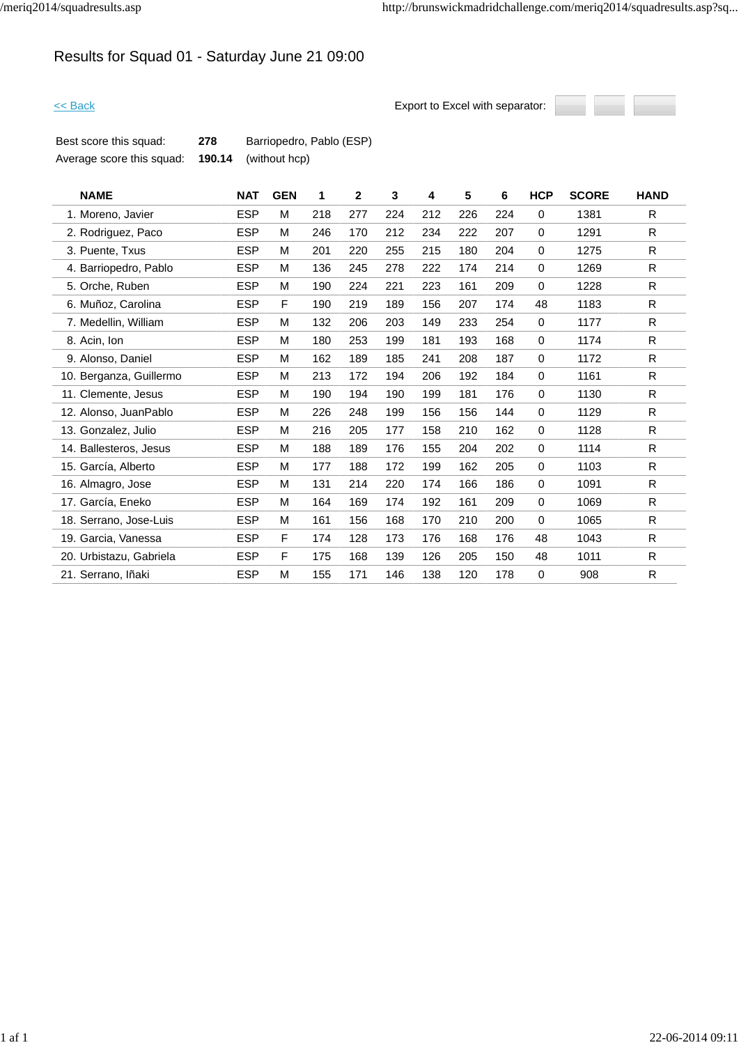# Results for Squad 01 - Saturday June 21 09:00

<< Back

Export to Excel with separator:

| | | |
|---|---|---|
| Best score this squad: | **278** | Barriopedro, Pablo (ESP) |
| Average score this squad: | **190.14** | (without hcp) |

| NAME | NAT | GEN | 1 | 2 | 3 | 4 | 5 | 6 | HCP | SCORE | HAND |
|---|---|---|---|---|---|---|---|---|---|---|---|
| 1. Moreno, Javier | ESP | M | 218 | 277 | 224 | 212 | 226 | 224 | 0 | 1381 | R |
| 2. Rodriguez, Paco | ESP | M | 246 | 170 | 212 | 234 | 222 | 207 | 0 | 1291 | R |
| 3. Puente, Txus | ESP | M | 201 | 220 | 255 | 215 | 180 | 204 | 0 | 1275 | R |
| 4. Barriopedro, Pablo | ESP | M | 136 | 245 | 278 | 222 | 174 | 214 | 0 | 1269 | R |
| 5. Orche, Ruben | ESP | M | 190 | 224 | 221 | 223 | 161 | 209 | 0 | 1228 | R |
| 6. Muñoz, Carolina | ESP | F | 190 | 219 | 189 | 156 | 207 | 174 | 48 | 1183 | R |
| 7. Medellin, William | ESP | M | 132 | 206 | 203 | 149 | 233 | 254 | 0 | 1177 | R |
| 8. Acin, Ion | ESP | M | 180 | 253 | 199 | 181 | 193 | 168 | 0 | 1174 | R |
| 9. Alonso, Daniel | ESP | M | 162 | 189 | 185 | 241 | 208 | 187 | 0 | 1172 | R |
| 10. Berganza, Guillermo | ESP | M | 213 | 172 | 194 | 206 | 192 | 184 | 0 | 1161 | R |
| 11. Clemente, Jesus | ESP | M | 190 | 194 | 190 | 199 | 181 | 176 | 0 | 1130 | R |
| 12. Alonso, JuanPablo | ESP | M | 226 | 248 | 199 | 156 | 156 | 144 | 0 | 1129 | R |
| 13. Gonzalez, Julio | ESP | M | 216 | 205 | 177 | 158 | 210 | 162 | 0 | 1128 | R |
| 14. Ballesteros, Jesus | ESP | M | 188 | 189 | 176 | 155 | 204 | 202 | 0 | 1114 | R |
| 15. García, Alberto | ESP | M | 177 | 188 | 172 | 199 | 162 | 205 | 0 | 1103 | R |
| 16. Almagro, Jose | ESP | M | 131 | 214 | 220 | 174 | 166 | 186 | 0 | 1091 | R |
| 17. García, Eneko | ESP | M | 164 | 169 | 174 | 192 | 161 | 209 | 0 | 1069 | R |
| 18. Serrano, Jose-Luis | ESP | M | 161 | 156 | 168 | 170 | 210 | 200 | 0 | 1065 | R |
| 19. Garcia, Vanessa | ESP | F | 174 | 128 | 173 | 176 | 168 | 176 | 48 | 1043 | R |
| 20. Urbistazu, Gabriela | ESP | F | 175 | 168 | 139 | 126 | 205 | 150 | 48 | 1011 | R |
| 21. Serrano, Iñaki | ESP | M | 155 | 171 | 146 | 138 | 120 | 178 | 0 | 908 | R |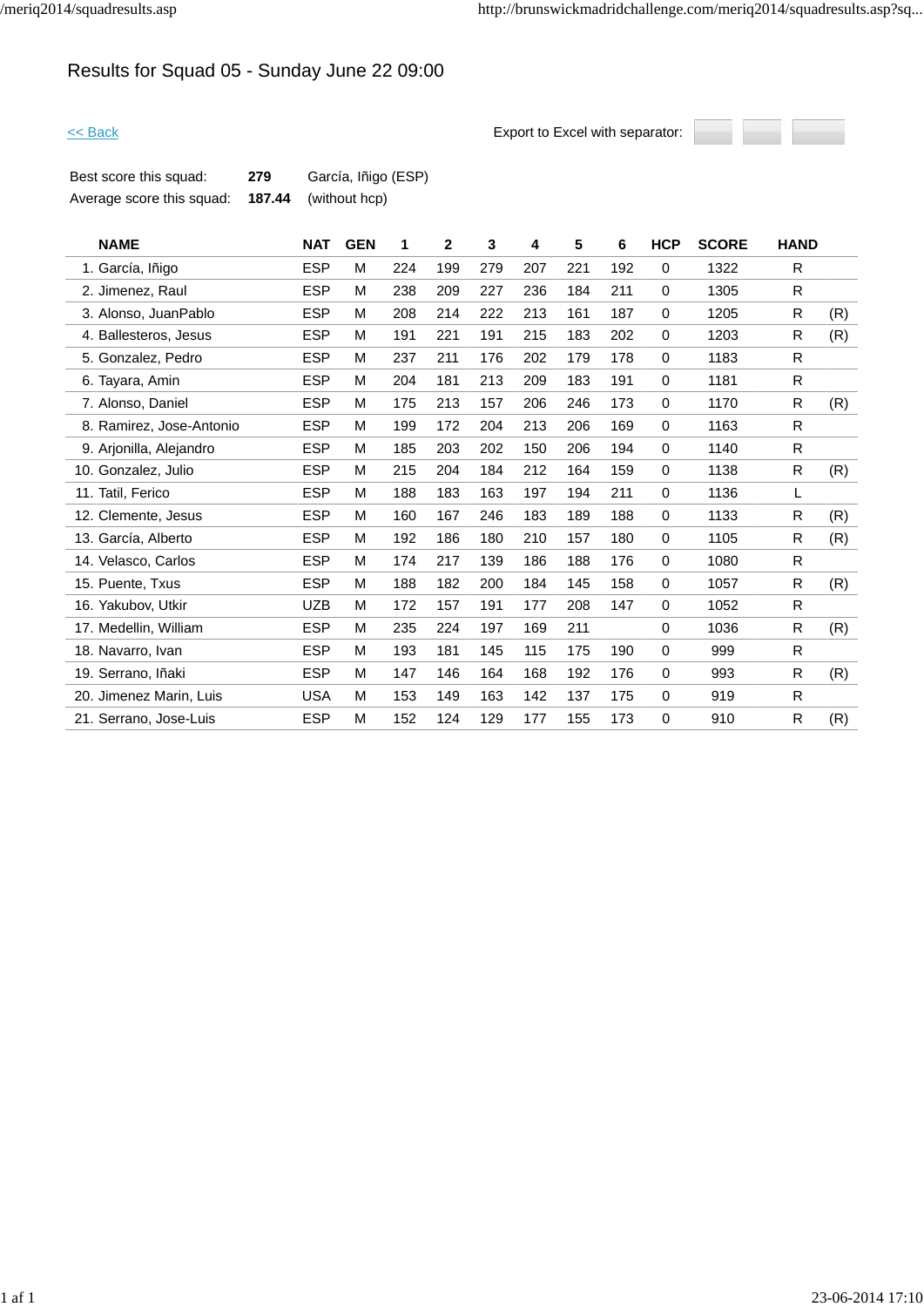# Results for Squad 05 - Sunday June 22 09:00

<< Back

Export to Excel with separator:

| | | |
|---|---|---|
| Best score this squad: | **279** | García, Iñigo (ESP) |
| Average score this squad: | **187.44** | (without hcp) |

| NAME | NAT | GEN | 1 | 2 | 3 | 4 | 5 | 6 | HCP | SCORE | HAND | |
|---|---|---|---|---|---|---|---|---|---|---|---|---|
| 1. García, Iñigo | ESP | M | 224 | 199 | 279 | 207 | 221 | 192 | 0 | 1322 | R | |
| 2. Jimenez, Raul | ESP | M | 238 | 209 | 227 | 236 | 184 | 211 | 0 | 1305 | R | |
| 3. Alonso, JuanPablo | ESP | M | 208 | 214 | 222 | 213 | 161 | 187 | 0 | 1205 | R | (R) |
| 4. Ballesteros, Jesus | ESP | M | 191 | 221 | 191 | 215 | 183 | 202 | 0 | 1203 | R | (R) |
| 5. Gonzalez, Pedro | ESP | M | 237 | 211 | 176 | 202 | 179 | 178 | 0 | 1183 | R | |
| 6. Tayara, Amin | ESP | M | 204 | 181 | 213 | 209 | 183 | 191 | 0 | 1181 | R | |
| 7. Alonso, Daniel | ESP | M | 175 | 213 | 157 | 206 | 246 | 173 | 0 | 1170 | R | (R) |
| 8. Ramirez, Jose-Antonio | ESP | M | 199 | 172 | 204 | 213 | 206 | 169 | 0 | 1163 | R | |
| 9. Arjonilla, Alejandro | ESP | M | 185 | 203 | 202 | 150 | 206 | 194 | 0 | 1140 | R | |
| 10. Gonzalez, Julio | ESP | M | 215 | 204 | 184 | 212 | 164 | 159 | 0 | 1138 | R | (R) |
| 11. Tatil, Ferico | ESP | M | 188 | 183 | 163 | 197 | 194 | 211 | 0 | 1136 | L | |
| 12. Clemente, Jesus | ESP | M | 160 | 167 | 246 | 183 | 189 | 188 | 0 | 1133 | R | (R) |
| 13. García, Alberto | ESP | M | 192 | 186 | 180 | 210 | 157 | 180 | 0 | 1105 | R | (R) |
| 14. Velasco, Carlos | ESP | M | 174 | 217 | 139 | 186 | 188 | 176 | 0 | 1080 | R | |
| 15. Puente, Txus | ESP | M | 188 | 182 | 200 | 184 | 145 | 158 | 0 | 1057 | R | (R) |
| 16. Yakubov, Utkir | UZB | M | 172 | 157 | 191 | 177 | 208 | 147 | 0 | 1052 | R | |
| 17. Medellin, William | ESP | M | 235 | 224 | 197 | 169 | 211 | | 0 | 1036 | R | (R) |
| 18. Navarro, Ivan | ESP | M | 193 | 181 | 145 | 115 | 175 | 190 | 0 | 999 | R | |
| 19. Serrano, Iñaki | ESP | M | 147 | 146 | 164 | 168 | 192 | 176 | 0 | 993 | R | (R) |
| 20. Jimenez Marin, Luis | USA | M | 153 | 149 | 163 | 142 | 137 | 175 | 0 | 919 | R | |
| 21. Serrano, Jose-Luis | ESP | M | 152 | 124 | 129 | 177 | 155 | 173 | 0 | 910 | R | (R) |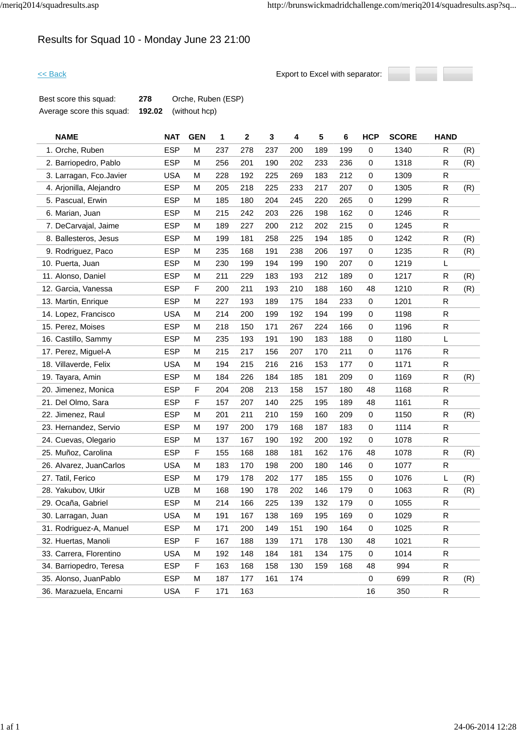# Results for Squad 10 - Monday June 23 21:00

<< Back

Export to Excel with separator:

| | | |
|---|---|---|
| Best score this squad: | **278** | Orche, Ruben (ESP) |
| Average score this squad: | **192.02** | (without hcp) |

| NAME | NAT | GEN | 1 | 2 | 3 | 4 | 5 | 6 | HCP | SCORE | HAND | |
|---|---|---|---|---|---|---|---|---|---|---|---|---|
| 1. Orche, Ruben | ESP | M | 237 | 278 | 237 | 200 | 189 | 199 | 0 | 1340 | R | (R) |
| 2. Barriopedro, Pablo | ESP | M | 256 | 201 | 190 | 202 | 233 | 236 | 0 | 1318 | R | (R) |
| 3. Larragan, Fco.Javier | USA | M | 228 | 192 | 225 | 269 | 183 | 212 | 0 | 1309 | R | |
| 4. Arjonilla, Alejandro | ESP | M | 205 | 218 | 225 | 233 | 217 | 207 | 0 | 1305 | R | (R) |
| 5. Pascual, Erwin | ESP | M | 185 | 180 | 204 | 245 | 220 | 265 | 0 | 1299 | R | |
| 6. Marian, Juan | ESP | M | 215 | 242 | 203 | 226 | 198 | 162 | 0 | 1246 | R | |
| 7. DeCarvajal, Jaime | ESP | M | 189 | 227 | 200 | 212 | 202 | 215 | 0 | 1245 | R | |
| 8. Ballesteros, Jesus | ESP | M | 199 | 181 | 258 | 225 | 194 | 185 | 0 | 1242 | R | (R) |
| 9. Rodriguez, Paco | ESP | M | 235 | 168 | 191 | 238 | 206 | 197 | 0 | 1235 | R | (R) |
| 10. Puerta, Juan | ESP | M | 230 | 199 | 194 | 199 | 190 | 207 | 0 | 1219 | L | |
| 11. Alonso, Daniel | ESP | M | 211 | 229 | 183 | 193 | 212 | 189 | 0 | 1217 | R | (R) |
| 12. Garcia, Vanessa | ESP | F | 200 | 211 | 193 | 210 | 188 | 160 | 48 | 1210 | R | (R) |
| 13. Martin, Enrique | ESP | M | 227 | 193 | 189 | 175 | 184 | 233 | 0 | 1201 | R | |
| 14. Lopez, Francisco | USA | M | 214 | 200 | 199 | 192 | 194 | 199 | 0 | 1198 | R | |
| 15. Perez, Moises | ESP | M | 218 | 150 | 171 | 267 | 224 | 166 | 0 | 1196 | R | |
| 16. Castillo, Sammy | ESP | M | 235 | 193 | 191 | 190 | 183 | 188 | 0 | 1180 | L | |
| 17. Perez, Miguel-A | ESP | M | 215 | 217 | 156 | 207 | 170 | 211 | 0 | 1176 | R | |
| 18. Villaverde, Felix | USA | M | 194 | 215 | 216 | 216 | 153 | 177 | 0 | 1171 | R | |
| 19. Tayara, Amin | ESP | M | 184 | 226 | 184 | 185 | 181 | 209 | 0 | 1169 | R | (R) |
| 20. Jimenez, Monica | ESP | F | 204 | 208 | 213 | 158 | 157 | 180 | 48 | 1168 | R | |
| 21. Del Olmo, Sara | ESP | F | 157 | 207 | 140 | 225 | 195 | 189 | 48 | 1161 | R | |
| 22. Jimenez, Raul | ESP | M | 201 | 211 | 210 | 159 | 160 | 209 | 0 | 1150 | R | (R) |
| 23. Hernandez, Servio | ESP | M | 197 | 200 | 179 | 168 | 187 | 183 | 0 | 1114 | R | |
| 24. Cuevas, Olegario | ESP | M | 137 | 167 | 190 | 192 | 200 | 192 | 0 | 1078 | R | |
| 25. Muñoz, Carolina | ESP | F | 155 | 168 | 188 | 181 | 162 | 176 | 48 | 1078 | R | (R) |
| 26. Alvarez, JuanCarlos | USA | M | 183 | 170 | 198 | 200 | 180 | 146 | 0 | 1077 | R | |
| 27. Tatil, Ferico | ESP | M | 179 | 178 | 202 | 177 | 185 | 155 | 0 | 1076 | L | (R) |
| 28. Yakubov, Utkir | UZB | M | 168 | 190 | 178 | 202 | 146 | 179 | 0 | 1063 | R | (R) |
| 29. Ocaña, Gabriel | ESP | M | 214 | 166 | 225 | 139 | 132 | 179 | 0 | 1055 | R | |
| 30. Larragan, Juan | USA | M | 191 | 167 | 138 | 169 | 195 | 169 | 0 | 1029 | R | |
| 31. Rodriguez-A, Manuel | ESP | M | 171 | 200 | 149 | 151 | 190 | 164 | 0 | 1025 | R | |
| 32. Huertas, Manoli | ESP | F | 167 | 188 | 139 | 171 | 178 | 130 | 48 | 1021 | R | |
| 33. Carrera, Florentino | USA | M | 192 | 148 | 184 | 181 | 134 | 175 | 0 | 1014 | R | |
| 34. Barriopedro, Teresa | ESP | F | 163 | 168 | 158 | 130 | 159 | 168 | 48 | 994 | R | |
| 35. Alonso, JuanPablo | ESP | M | 187 | 177 | 161 | 174 | | | 0 | 699 | R | (R) |
| 36. Marazuela, Encarni | USA | F | 171 | 163 | | | | | 16 | 350 | R | |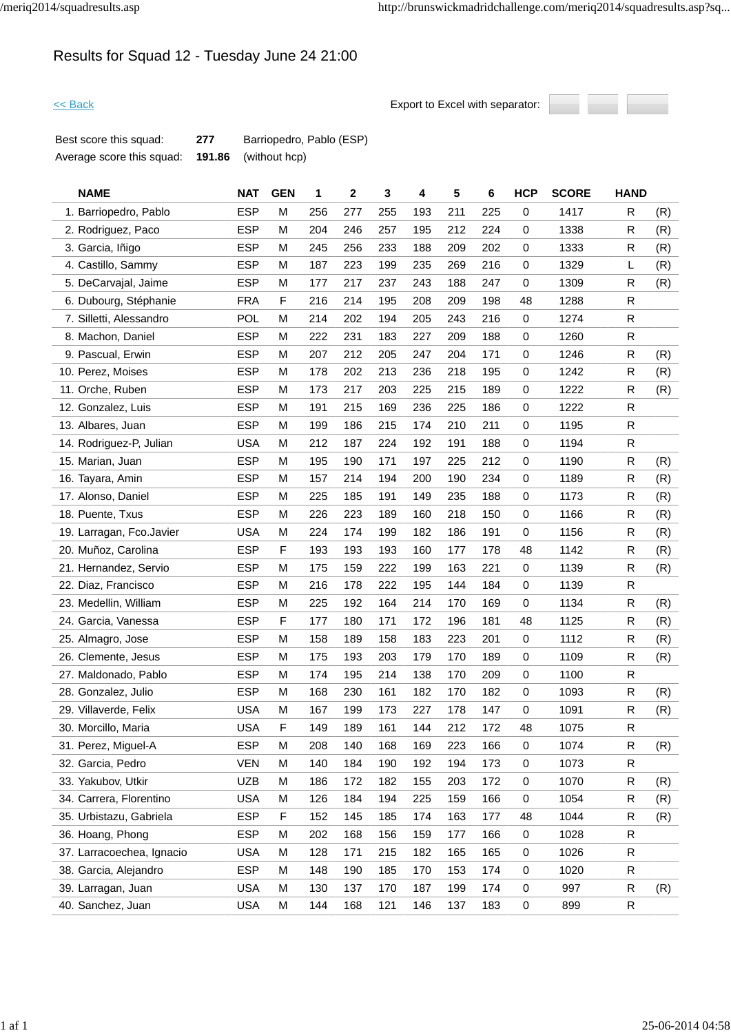# Results for Squad 12 - Tuesday June 24 21:00

<< Back

Export to Excel with separator:

| | | |
|---|---|---|
| Best score this squad: | **277** | Barriopedro, Pablo (ESP) |
| Average score this squad: | **191.86** | (without hcp) |

| NAME | NAT | GEN | 1 | 2 | 3 | 4 | 5 | 6 | HCP | SCORE | HAND | |
|---|---|---|---|---|---|---|---|---|---|---|---|---|
| 1. Barriopedro, Pablo | ESP | M | 256 | 277 | 255 | 193 | 211 | 225 | 0 | 1417 | R | (R) |
| 2. Rodriguez, Paco | ESP | M | 204 | 246 | 257 | 195 | 212 | 224 | 0 | 1338 | R | (R) |
| 3. Garcia, Iñigo | ESP | M | 245 | 256 | 233 | 188 | 209 | 202 | 0 | 1333 | R | (R) |
| 4. Castillo, Sammy | ESP | M | 187 | 223 | 199 | 235 | 269 | 216 | 0 | 1329 | L | (R) |
| 5. DeCarvajal, Jaime | ESP | M | 177 | 217 | 237 | 243 | 188 | 247 | 0 | 1309 | R | (R) |
| 6. Dubourg, Stéphanie | FRA | F | 216 | 214 | 195 | 208 | 209 | 198 | 48 | 1288 | R | |
| 7. Silletti, Alessandro | POL | M | 214 | 202 | 194 | 205 | 243 | 216 | 0 | 1274 | R | |
| 8. Machon, Daniel | ESP | M | 222 | 231 | 183 | 227 | 209 | 188 | 0 | 1260 | R | |
| 9. Pascual, Erwin | ESP | M | 207 | 212 | 205 | 247 | 204 | 171 | 0 | 1246 | R | (R) |
| 10. Perez, Moises | ESP | M | 178 | 202 | 213 | 236 | 218 | 195 | 0 | 1242 | R | (R) |
| 11. Orche, Ruben | ESP | M | 173 | 217 | 203 | 225 | 215 | 189 | 0 | 1222 | R | (R) |
| 12. Gonzalez, Luis | ESP | M | 191 | 215 | 169 | 236 | 225 | 186 | 0 | 1222 | R | |
| 13. Albares, Juan | ESP | M | 199 | 186 | 215 | 174 | 210 | 211 | 0 | 1195 | R | |
| 14. Rodriguez-P, Julian | USA | M | 212 | 187 | 224 | 192 | 191 | 188 | 0 | 1194 | R | |
| 15. Marian, Juan | ESP | M | 195 | 190 | 171 | 197 | 225 | 212 | 0 | 1190 | R | (R) |
| 16. Tayara, Amin | ESP | M | 157 | 214 | 194 | 200 | 190 | 234 | 0 | 1189 | R | (R) |
| 17. Alonso, Daniel | ESP | M | 225 | 185 | 191 | 149 | 235 | 188 | 0 | 1173 | R | (R) |
| 18. Puente, Txus | ESP | M | 226 | 223 | 189 | 160 | 218 | 150 | 0 | 1166 | R | (R) |
| 19. Larragan, Fco.Javier | USA | M | 224 | 174 | 199 | 182 | 186 | 191 | 0 | 1156 | R | (R) |
| 20. Muñoz, Carolina | ESP | F | 193 | 193 | 193 | 160 | 177 | 178 | 48 | 1142 | R | (R) |
| 21. Hernandez, Servio | ESP | M | 175 | 159 | 222 | 199 | 163 | 221 | 0 | 1139 | R | (R) |
| 22. Diaz, Francisco | ESP | M | 216 | 178 | 222 | 195 | 144 | 184 | 0 | 1139 | R | |
| 23. Medellin, William | ESP | M | 225 | 192 | 164 | 214 | 170 | 169 | 0 | 1134 | R | (R) |
| 24. Garcia, Vanessa | ESP | F | 177 | 180 | 171 | 172 | 196 | 181 | 48 | 1125 | R | (R) |
| 25. Almagro, Jose | ESP | M | 158 | 189 | 158 | 183 | 223 | 201 | 0 | 1112 | R | (R) |
| 26. Clemente, Jesus | ESP | M | 175 | 193 | 203 | 179 | 170 | 189 | 0 | 1109 | R | (R) |
| 27. Maldonado, Pablo | ESP | M | 174 | 195 | 214 | 138 | 170 | 209 | 0 | 1100 | R | |
| 28. Gonzalez, Julio | ESP | M | 168 | 230 | 161 | 182 | 170 | 182 | 0 | 1093 | R | (R) |
| 29. Villaverde, Felix | USA | M | 167 | 199 | 173 | 227 | 178 | 147 | 0 | 1091 | R | (R) |
| 30. Morcillo, Maria | USA | F | 149 | 189 | 161 | 144 | 212 | 172 | 48 | 1075 | R | |
| 31. Perez, Miguel-A | ESP | M | 208 | 140 | 168 | 169 | 223 | 166 | 0 | 1074 | R | (R) |
| 32. Garcia, Pedro | VEN | M | 140 | 184 | 190 | 192 | 194 | 173 | 0 | 1073 | R | |
| 33. Yakubov, Utkir | UZB | M | 186 | 172 | 182 | 155 | 203 | 172 | 0 | 1070 | R | (R) |
| 34. Carrera, Florentino | USA | M | 126 | 184 | 194 | 225 | 159 | 166 | 0 | 1054 | R | (R) |
| 35. Urbistazu, Gabriela | ESP | F | 152 | 145 | 185 | 174 | 163 | 177 | 48 | 1044 | R | (R) |
| 36. Hoang, Phong | ESP | M | 202 | 168 | 156 | 159 | 177 | 166 | 0 | 1028 | R | |
| 37. Larracoechea, Ignacio | USA | M | 128 | 171 | 215 | 182 | 165 | 165 | 0 | 1026 | R | |
| 38. Garcia, Alejandro | ESP | M | 148 | 190 | 185 | 170 | 153 | 174 | 0 | 1020 | R | |
| 39. Larragan, Juan | USA | M | 130 | 137 | 170 | 187 | 199 | 174 | 0 | 997 | R | (R) |
| 40. Sanchez, Juan | USA | M | 144 | 168 | 121 | 146 | 137 | 183 | 0 | 899 | R | |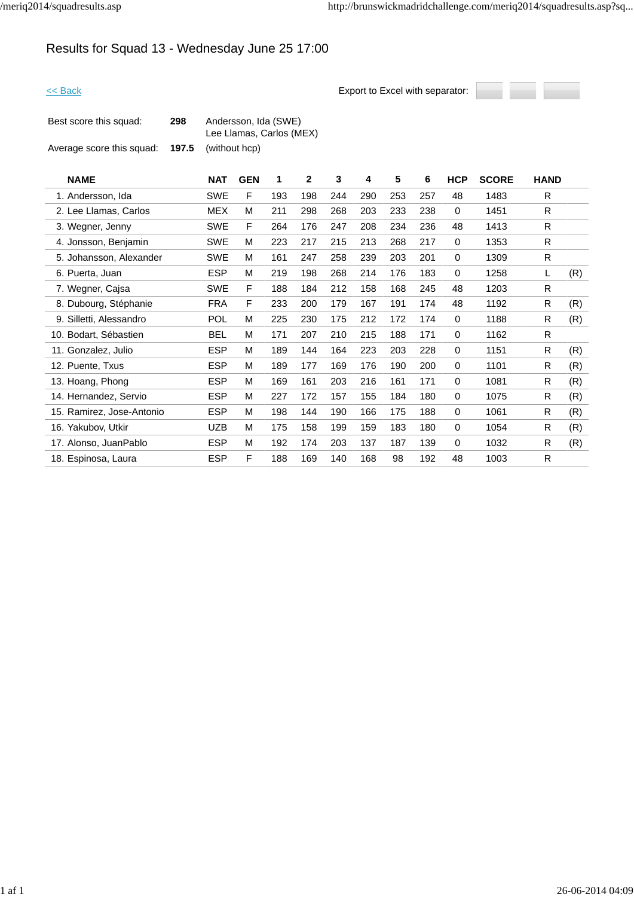# Results for Squad 13 - Wednesday June 25 17:00

<< Back

Export to Excel with separator:

| | | |
|---|---|---|
| Best score this squad: | **298** | Andersson, Ida (SWE)<br>Lee Llamas, Carlos (MEX) |
| Average score this squad: | **197.5** | (without hcp) |

| NAME | NAT | GEN | 1 | 2 | 3 | 4 | 5 | 6 | HCP | SCORE | HAND | |
|---|---|---|---|---|---|---|---|---|---|---|---|---|
| 1. Andersson, Ida | SWE | F | 193 | 198 | 244 | 290 | 253 | 257 | 48 | 1483 | R | |
| 2. Lee Llamas, Carlos | MEX | M | 211 | 298 | 268 | 203 | 233 | 238 | 0 | 1451 | R | |
| 3. Wegner, Jenny | SWE | F | 264 | 176 | 247 | 208 | 234 | 236 | 48 | 1413 | R | |
| 4. Jonsson, Benjamin | SWE | M | 223 | 217 | 215 | 213 | 268 | 217 | 0 | 1353 | R | |
| 5. Johansson, Alexander | SWE | M | 161 | 247 | 258 | 239 | 203 | 201 | 0 | 1309 | R | |
| 6. Puerta, Juan | ESP | M | 219 | 198 | 268 | 214 | 176 | 183 | 0 | 1258 | L | (R) |
| 7. Wegner, Cajsa | SWE | F | 188 | 184 | 212 | 158 | 168 | 245 | 48 | 1203 | R | |
| 8. Dubourg, Stéphanie | FRA | F | 233 | 200 | 179 | 167 | 191 | 174 | 48 | 1192 | R | (R) |
| 9. Silletti, Alessandro | POL | M | 225 | 230 | 175 | 212 | 172 | 174 | 0 | 1188 | R | (R) |
| 10. Bodart, Sébastien | BEL | M | 171 | 207 | 210 | 215 | 188 | 171 | 0 | 1162 | R | |
| 11. Gonzalez, Julio | ESP | M | 189 | 144 | 164 | 223 | 203 | 228 | 0 | 1151 | R | (R) |
| 12. Puente, Txus | ESP | M | 189 | 177 | 169 | 176 | 190 | 200 | 0 | 1101 | R | (R) |
| 13. Hoang, Phong | ESP | M | 169 | 161 | 203 | 216 | 161 | 171 | 0 | 1081 | R | (R) |
| 14. Hernandez, Servio | ESP | M | 227 | 172 | 157 | 155 | 184 | 180 | 0 | 1075 | R | (R) |
| 15. Ramirez, Jose-Antonio | ESP | M | 198 | 144 | 190 | 166 | 175 | 188 | 0 | 1061 | R | (R) |
| 16. Yakubov, Utkir | UZB | M | 175 | 158 | 199 | 159 | 183 | 180 | 0 | 1054 | R | (R) |
| 17. Alonso, JuanPablo | ESP | M | 192 | 174 | 203 | 137 | 187 | 139 | 0 | 1032 | R | (R) |
| 18. Espinosa, Laura | ESP | F | 188 | 169 | 140 | 168 | 98 | 192 | 48 | 1003 | R | |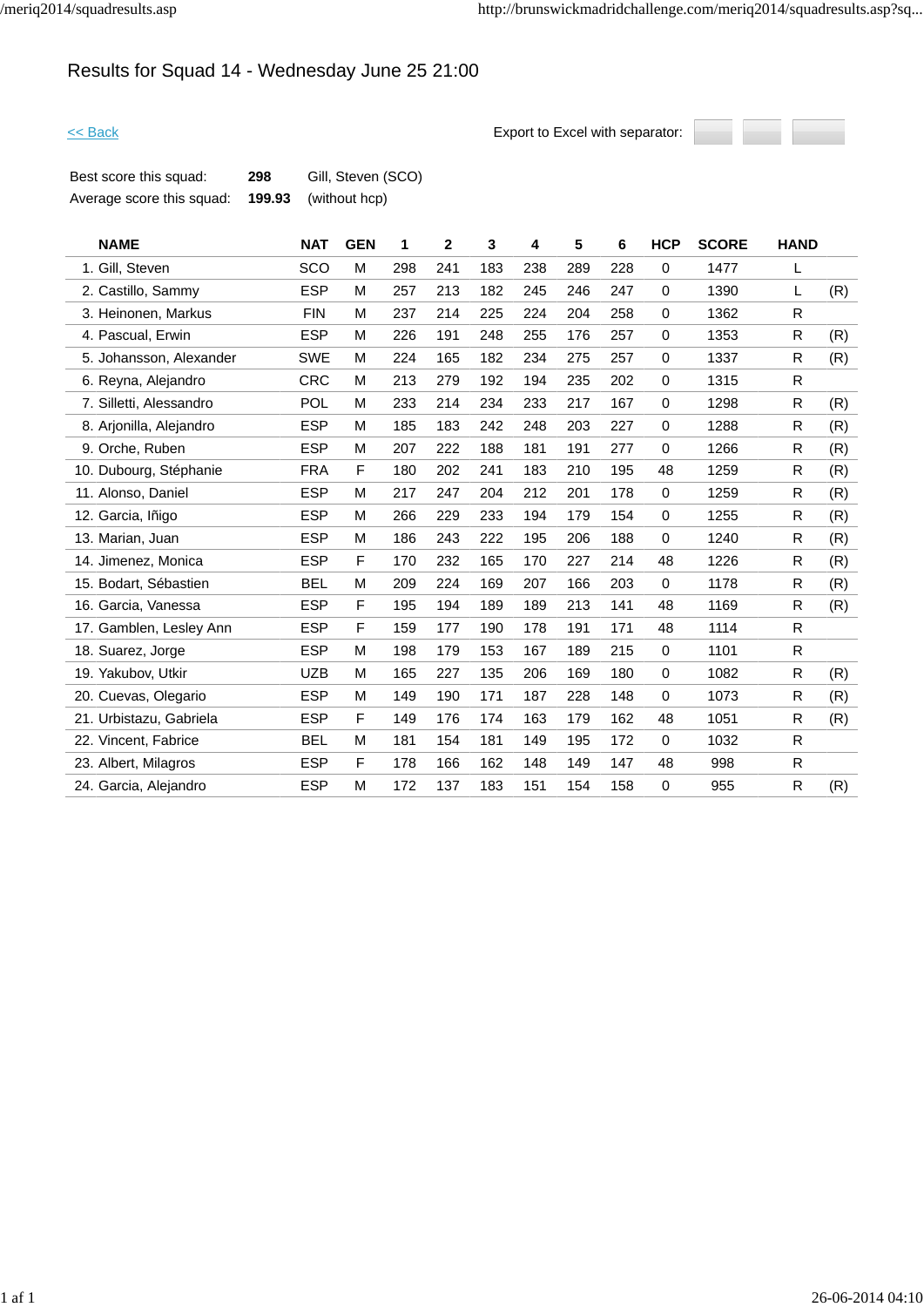# Results for Squad 14 - Wednesday June 25 21:00

<< Back

Export to Excel with separator:

| | | |
|---|---|---|
| Best score this squad: | **298** | Gill, Steven (SCO) |
| Average score this squad: | **199.93** | (without hcp) |

| NAME | NAT | GEN | 1 | 2 | 3 | 4 | 5 | 6 | HCP | SCORE | HAND | |
|---|---|---|---|---|---|---|---|---|---|---|---|---|
| 1. Gill, Steven | SCO | M | 298 | 241 | 183 | 238 | 289 | 228 | 0 | 1477 | L | |
| 2. Castillo, Sammy | ESP | M | 257 | 213 | 182 | 245 | 246 | 247 | 0 | 1390 | L | (R) |
| 3. Heinonen, Markus | FIN | M | 237 | 214 | 225 | 224 | 204 | 258 | 0 | 1362 | R | |
| 4. Pascual, Erwin | ESP | M | 226 | 191 | 248 | 255 | 176 | 257 | 0 | 1353 | R | (R) |
| 5. Johansson, Alexander | SWE | M | 224 | 165 | 182 | 234 | 275 | 257 | 0 | 1337 | R | (R) |
| 6. Reyna, Alejandro | CRC | M | 213 | 279 | 192 | 194 | 235 | 202 | 0 | 1315 | R | |
| 7. Silletti, Alessandro | POL | M | 233 | 214 | 234 | 233 | 217 | 167 | 0 | 1298 | R | (R) |
| 8. Arjonilla, Alejandro | ESP | M | 185 | 183 | 242 | 248 | 203 | 227 | 0 | 1288 | R | (R) |
| 9. Orche, Ruben | ESP | M | 207 | 222 | 188 | 181 | 191 | 277 | 0 | 1266 | R | (R) |
| 10. Dubourg, Stéphanie | FRA | F | 180 | 202 | 241 | 183 | 210 | 195 | 48 | 1259 | R | (R) |
| 11. Alonso, Daniel | ESP | M | 217 | 247 | 204 | 212 | 201 | 178 | 0 | 1259 | R | (R) |
| 12. Garcia, Iñigo | ESP | M | 266 | 229 | 233 | 194 | 179 | 154 | 0 | 1255 | R | (R) |
| 13. Marian, Juan | ESP | M | 186 | 243 | 222 | 195 | 206 | 188 | 0 | 1240 | R | (R) |
| 14. Jimenez, Monica | ESP | F | 170 | 232 | 165 | 170 | 227 | 214 | 48 | 1226 | R | (R) |
| 15. Bodart, Sébastien | BEL | M | 209 | 224 | 169 | 207 | 166 | 203 | 0 | 1178 | R | (R) |
| 16. Garcia, Vanessa | ESP | F | 195 | 194 | 189 | 189 | 213 | 141 | 48 | 1169 | R | (R) |
| 17. Gamblen, Lesley Ann | ESP | F | 159 | 177 | 190 | 178 | 191 | 171 | 48 | 1114 | R | |
| 18. Suarez, Jorge | ESP | M | 198 | 179 | 153 | 167 | 189 | 215 | 0 | 1101 | R | |
| 19. Yakubov, Utkir | UZB | M | 165 | 227 | 135 | 206 | 169 | 180 | 0 | 1082 | R | (R) |
| 20. Cuevas, Olegario | ESP | M | 149 | 190 | 171 | 187 | 228 | 148 | 0 | 1073 | R | (R) |
| 21. Urbistazu, Gabriela | ESP | F | 149 | 176 | 174 | 163 | 179 | 162 | 48 | 1051 | R | (R) |
| 22. Vincent, Fabrice | BEL | M | 181 | 154 | 181 | 149 | 195 | 172 | 0 | 1032 | R | |
| 23. Albert, Milagros | ESP | F | 178 | 166 | 162 | 148 | 149 | 147 | 48 | 998 | R | |
| 24. Garcia, Alejandro | ESP | M | 172 | 137 | 183 | 151 | 154 | 158 | 0 | 955 | R | (R) |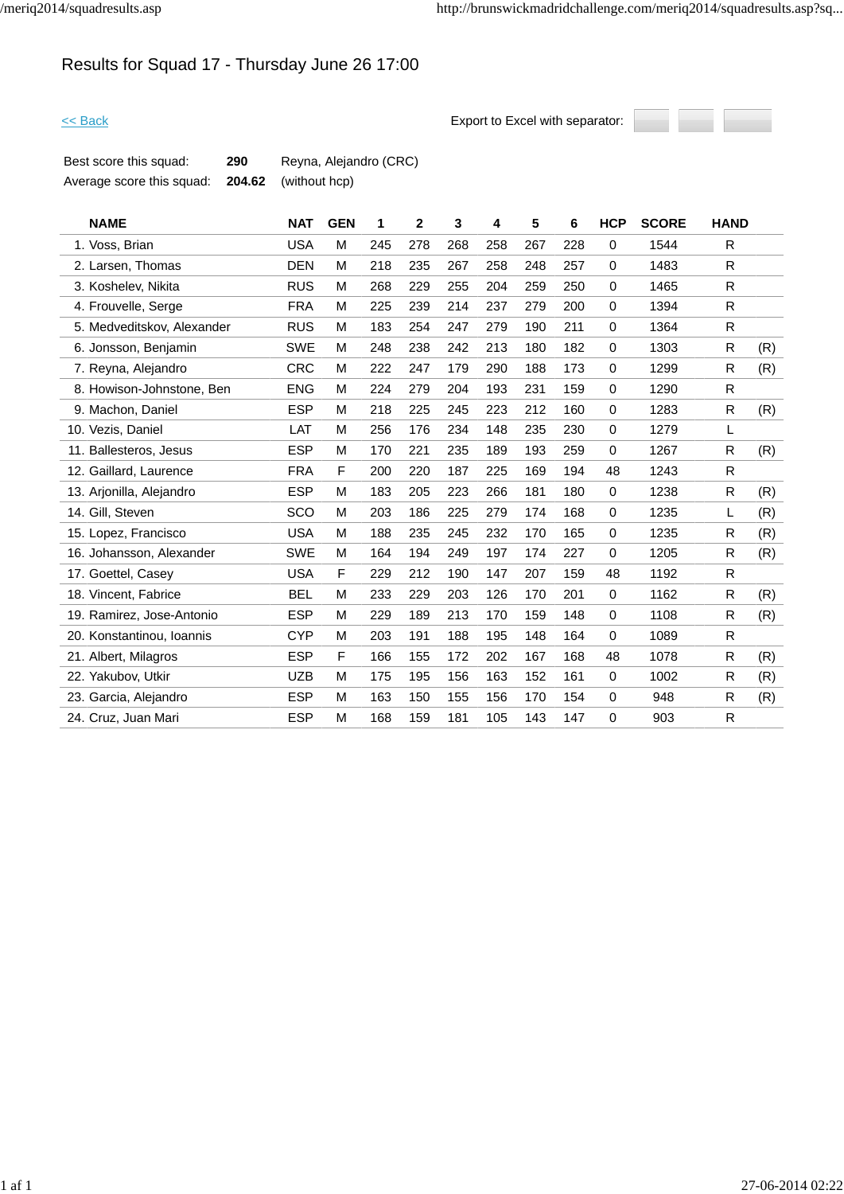# Results for Squad 17 - Thursday June 26 17:00

<< Back

Export to Excel with separator:

| | | |
|---|---|---|
| Best score this squad: | **290** | Reyna, Alejandro (CRC) |
| Average score this squad: | **204.62** | (without hcp) |

| NAME | NAT | GEN | 1 | 2 | 3 | 4 | 5 | 6 | HCP | SCORE | HAND | |
|---|---|---|---|---|---|---|---|---|---|---|---|---|
| 1. Voss, Brian | USA | M | 245 | 278 | 268 | 258 | 267 | 228 | 0 | 1544 | R | |
| 2. Larsen, Thomas | DEN | M | 218 | 235 | 267 | 258 | 248 | 257 | 0 | 1483 | R | |
| 3. Koshelev, Nikita | RUS | M | 268 | 229 | 255 | 204 | 259 | 250 | 0 | 1465 | R | |
| 4. Frouvelle, Serge | FRA | M | 225 | 239 | 214 | 237 | 279 | 200 | 0 | 1394 | R | |
| 5. Medveditskov, Alexander | RUS | M | 183 | 254 | 247 | 279 | 190 | 211 | 0 | 1364 | R | |
| 6. Jonsson, Benjamin | SWE | M | 248 | 238 | 242 | 213 | 180 | 182 | 0 | 1303 | R | (R) |
| 7. Reyna, Alejandro | CRC | M | 222 | 247 | 179 | 290 | 188 | 173 | 0 | 1299 | R | (R) |
| 8. Howison-Johnstone, Ben | ENG | M | 224 | 279 | 204 | 193 | 231 | 159 | 0 | 1290 | R | |
| 9. Machon, Daniel | ESP | M | 218 | 225 | 245 | 223 | 212 | 160 | 0 | 1283 | R | (R) |
| 10. Vezis, Daniel | LAT | M | 256 | 176 | 234 | 148 | 235 | 230 | 0 | 1279 | L | |
| 11. Ballesteros, Jesus | ESP | M | 170 | 221 | 235 | 189 | 193 | 259 | 0 | 1267 | R | (R) |
| 12. Gaillard, Laurence | FRA | F | 200 | 220 | 187 | 225 | 169 | 194 | 48 | 1243 | R | |
| 13. Arjonilla, Alejandro | ESP | M | 183 | 205 | 223 | 266 | 181 | 180 | 0 | 1238 | R | (R) |
| 14. Gill, Steven | SCO | M | 203 | 186 | 225 | 279 | 174 | 168 | 0 | 1235 | L | (R) |
| 15. Lopez, Francisco | USA | M | 188 | 235 | 245 | 232 | 170 | 165 | 0 | 1235 | R | (R) |
| 16. Johansson, Alexander | SWE | M | 164 | 194 | 249 | 197 | 174 | 227 | 0 | 1205 | R | (R) |
| 17. Goettel, Casey | USA | F | 229 | 212 | 190 | 147 | 207 | 159 | 48 | 1192 | R | |
| 18. Vincent, Fabrice | BEL | M | 233 | 229 | 203 | 126 | 170 | 201 | 0 | 1162 | R | (R) |
| 19. Ramirez, Jose-Antonio | ESP | M | 229 | 189 | 213 | 170 | 159 | 148 | 0 | 1108 | R | (R) |
| 20. Konstantinou, Ioannis | CYP | M | 203 | 191 | 188 | 195 | 148 | 164 | 0 | 1089 | R | |
| 21. Albert, Milagros | ESP | F | 166 | 155 | 172 | 202 | 167 | 168 | 48 | 1078 | R | (R) |
| 22. Yakubov, Utkir | UZB | M | 175 | 195 | 156 | 163 | 152 | 161 | 0 | 1002 | R | (R) |
| 23. Garcia, Alejandro | ESP | M | 163 | 150 | 155 | 156 | 170 | 154 | 0 | 948 | R | (R) |
| 24. Cruz, Juan Mari | ESP | M | 168 | 159 | 181 | 105 | 143 | 147 | 0 | 903 | R | |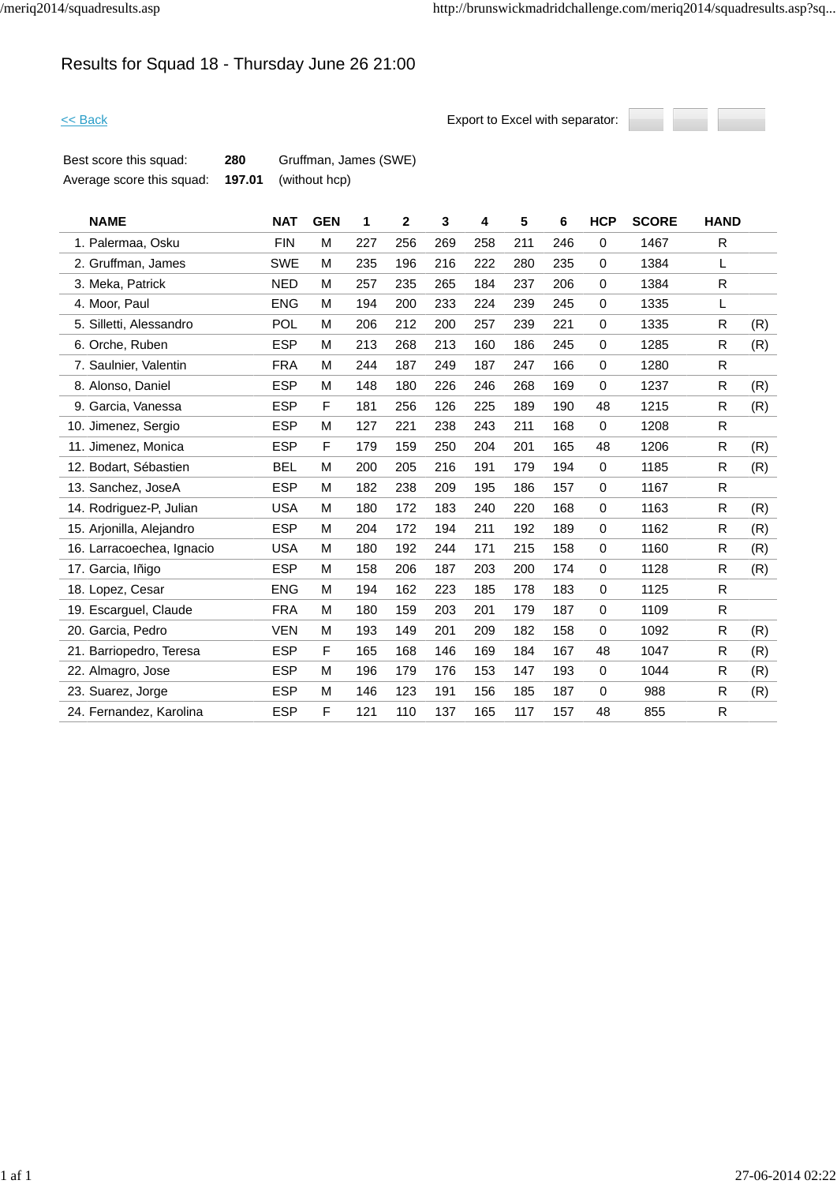# Results for Squad 18 - Thursday June 26 21:00

<< Back

Export to Excel with separator:

| | | |
|---|---|---|
| Best score this squad: | **280** | Gruffman, James (SWE) |
| Average score this squad: | **197.01** | (without hcp) |

| NAME | NAT | GEN | 1 | 2 | 3 | 4 | 5 | 6 | HCP | SCORE | HAND | |
|---|---|---|---|---|---|---|---|---|---|---|---|---|
| 1. Palermaa, Osku | FIN | M | 227 | 256 | 269 | 258 | 211 | 246 | 0 | 1467 | R | |
| 2. Gruffman, James | SWE | M | 235 | 196 | 216 | 222 | 280 | 235 | 0 | 1384 | L | |
| 3. Meka, Patrick | NED | M | 257 | 235 | 265 | 184 | 237 | 206 | 0 | 1384 | R | |
| 4. Moor, Paul | ENG | M | 194 | 200 | 233 | 224 | 239 | 245 | 0 | 1335 | L | |
| 5. Silletti, Alessandro | POL | M | 206 | 212 | 200 | 257 | 239 | 221 | 0 | 1335 | R | (R) |
| 6. Orche, Ruben | ESP | M | 213 | 268 | 213 | 160 | 186 | 245 | 0 | 1285 | R | (R) |
| 7. Saulnier, Valentin | FRA | M | 244 | 187 | 249 | 187 | 247 | 166 | 0 | 1280 | R | |
| 8. Alonso, Daniel | ESP | M | 148 | 180 | 226 | 246 | 268 | 169 | 0 | 1237 | R | (R) |
| 9. Garcia, Vanessa | ESP | F | 181 | 256 | 126 | 225 | 189 | 190 | 48 | 1215 | R | (R) |
| 10. Jimenez, Sergio | ESP | M | 127 | 221 | 238 | 243 | 211 | 168 | 0 | 1208 | R | |
| 11. Jimenez, Monica | ESP | F | 179 | 159 | 250 | 204 | 201 | 165 | 48 | 1206 | R | (R) |
| 12. Bodart, Sébastien | BEL | M | 200 | 205 | 216 | 191 | 179 | 194 | 0 | 1185 | R | (R) |
| 13. Sanchez, JoseA | ESP | M | 182 | 238 | 209 | 195 | 186 | 157 | 0 | 1167 | R | |
| 14. Rodriguez-P, Julian | USA | M | 180 | 172 | 183 | 240 | 220 | 168 | 0 | 1163 | R | (R) |
| 15. Arjonilla, Alejandro | ESP | M | 204 | 172 | 194 | 211 | 192 | 189 | 0 | 1162 | R | (R) |
| 16. Larracoechea, Ignacio | USA | M | 180 | 192 | 244 | 171 | 215 | 158 | 0 | 1160 | R | (R) |
| 17. Garcia, Iñigo | ESP | M | 158 | 206 | 187 | 203 | 200 | 174 | 0 | 1128 | R | (R) |
| 18. Lopez, Cesar | ENG | M | 194 | 162 | 223 | 185 | 178 | 183 | 0 | 1125 | R | |
| 19. Escarguel, Claude | FRA | M | 180 | 159 | 203 | 201 | 179 | 187 | 0 | 1109 | R | |
| 20. Garcia, Pedro | VEN | M | 193 | 149 | 201 | 209 | 182 | 158 | 0 | 1092 | R | (R) |
| 21. Barriopedro, Teresa | ESP | F | 165 | 168 | 146 | 169 | 184 | 167 | 48 | 1047 | R | (R) |
| 22. Almagro, Jose | ESP | M | 196 | 179 | 176 | 153 | 147 | 193 | 0 | 1044 | R | (R) |
| 23. Suarez, Jorge | ESP | M | 146 | 123 | 191 | 156 | 185 | 187 | 0 | 988 | R | (R) |
| 24. Fernandez, Karolina | ESP | F | 121 | 110 | 137 | 165 | 117 | 157 | 48 | 855 | R | |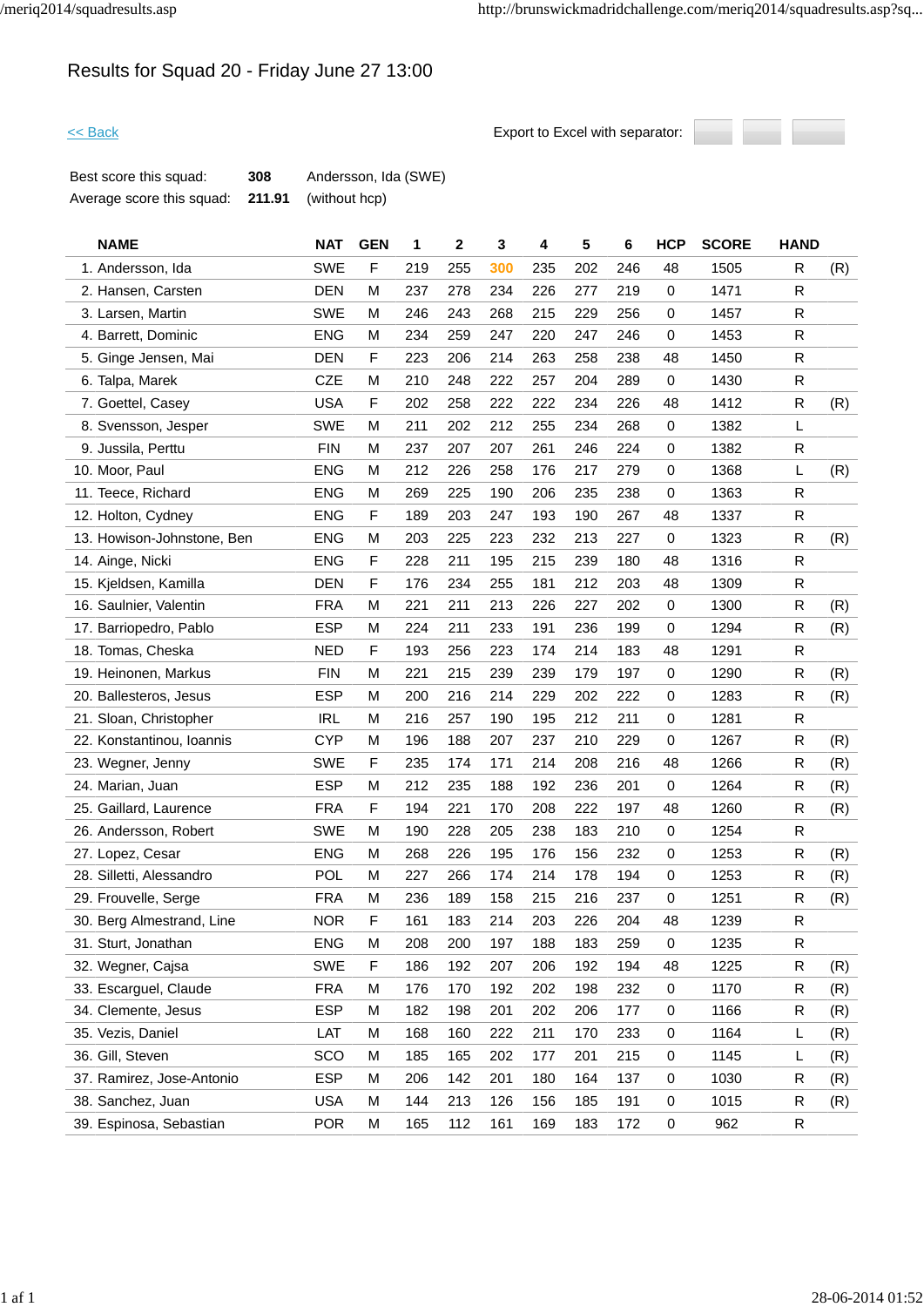# Results for Squad 20 - Friday June 27 13:00

<< Back

Export to Excel with separator:

| | | |
|---|---|---|
| Best score this squad: | **308** | Andersson, Ida (SWE) |
| Average score this squad: | **211.91** | (without hcp) |

| NAME | NAT | GEN | 1 | 2 | 3 | 4 | 5 | 6 | HCP | SCORE | HAND | |
|---|---|---|---|---|---|---|---|---|---|---|---|---|
| 1. Andersson, Ida | SWE | F | 219 | 255 | 300 | 235 | 202 | 246 | 48 | 1505 | R | (R) |
| 2. Hansen, Carsten | DEN | M | 237 | 278 | 234 | 226 | 277 | 219 | 0 | 1471 | R | |
| 3. Larsen, Martin | SWE | M | 246 | 243 | 268 | 215 | 229 | 256 | 0 | 1457 | R | |
| 4. Barrett, Dominic | ENG | M | 234 | 259 | 247 | 220 | 247 | 246 | 0 | 1453 | R | |
| 5. Ginge Jensen, Mai | DEN | F | 223 | 206 | 214 | 263 | 258 | 238 | 48 | 1450 | R | |
| 6. Talpa, Marek | CZE | M | 210 | 248 | 222 | 257 | 204 | 289 | 0 | 1430 | R | |
| 7. Goettel, Casey | USA | F | 202 | 258 | 222 | 222 | 234 | 226 | 48 | 1412 | R | (R) |
| 8. Svensson, Jesper | SWE | M | 211 | 202 | 212 | 255 | 234 | 268 | 0 | 1382 | L | |
| 9. Jussila, Perttu | FIN | M | 237 | 207 | 207 | 261 | 246 | 224 | 0 | 1382 | R | |
| 10. Moor, Paul | ENG | M | 212 | 226 | 258 | 176 | 217 | 279 | 0 | 1368 | L | (R) |
| 11. Teece, Richard | ENG | M | 269 | 225 | 190 | 206 | 235 | 238 | 0 | 1363 | R | |
| 12. Holton, Cydney | ENG | F | 189 | 203 | 247 | 193 | 190 | 267 | 48 | 1337 | R | |
| 13. Howison-Johnstone, Ben | ENG | M | 203 | 225 | 223 | 232 | 213 | 227 | 0 | 1323 | R | (R) |
| 14. Ainge, Nicki | ENG | F | 228 | 211 | 195 | 215 | 239 | 180 | 48 | 1316 | R | |
| 15. Kjeldsen, Kamilla | DEN | F | 176 | 234 | 255 | 181 | 212 | 203 | 48 | 1309 | R | |
| 16. Saulnier, Valentin | FRA | M | 221 | 211 | 213 | 226 | 227 | 202 | 0 | 1300 | R | (R) |
| 17. Barriopedro, Pablo | ESP | M | 224 | 211 | 233 | 191 | 236 | 199 | 0 | 1294 | R | (R) |
| 18. Tomas, Cheska | NED | F | 193 | 256 | 223 | 174 | 214 | 183 | 48 | 1291 | R | |
| 19. Heinonen, Markus | FIN | M | 221 | 215 | 239 | 239 | 179 | 197 | 0 | 1290 | R | (R) |
| 20. Ballesteros, Jesus | ESP | M | 200 | 216 | 214 | 229 | 202 | 222 | 0 | 1283 | R | (R) |
| 21. Sloan, Christopher | IRL | M | 216 | 257 | 190 | 195 | 212 | 211 | 0 | 1281 | R | |
| 22. Konstantinou, Ioannis | CYP | M | 196 | 188 | 207 | 237 | 210 | 229 | 0 | 1267 | R | (R) |
| 23. Wegner, Jenny | SWE | F | 235 | 174 | 171 | 214 | 208 | 216 | 48 | 1266 | R | (R) |
| 24. Marian, Juan | ESP | M | 212 | 235 | 188 | 192 | 236 | 201 | 0 | 1264 | R | (R) |
| 25. Gaillard, Laurence | FRA | F | 194 | 221 | 170 | 208 | 222 | 197 | 48 | 1260 | R | (R) |
| 26. Andersson, Robert | SWE | M | 190 | 228 | 205 | 238 | 183 | 210 | 0 | 1254 | R | |
| 27. Lopez, Cesar | ENG | M | 268 | 226 | 195 | 176 | 156 | 232 | 0 | 1253 | R | (R) |
| 28. Silletti, Alessandro | POL | M | 227 | 266 | 174 | 214 | 178 | 194 | 0 | 1253 | R | (R) |
| 29. Frouvelle, Serge | FRA | M | 236 | 189 | 158 | 215 | 216 | 237 | 0 | 1251 | R | (R) |
| 30. Berg Almestrand, Line | NOR | F | 161 | 183 | 214 | 203 | 226 | 204 | 48 | 1239 | R | |
| 31. Sturt, Jonathan | ENG | M | 208 | 200 | 197 | 188 | 183 | 259 | 0 | 1235 | R | |
| 32. Wegner, Cajsa | SWE | F | 186 | 192 | 207 | 206 | 192 | 194 | 48 | 1225 | R | (R) |
| 33. Escarguel, Claude | FRA | M | 176 | 170 | 192 | 202 | 198 | 232 | 0 | 1170 | R | (R) |
| 34. Clemente, Jesus | ESP | M | 182 | 198 | 201 | 202 | 206 | 177 | 0 | 1166 | R | (R) |
| 35. Vezis, Daniel | LAT | M | 168 | 160 | 222 | 211 | 170 | 233 | 0 | 1164 | L | (R) |
| 36. Gill, Steven | SCO | M | 185 | 165 | 202 | 177 | 201 | 215 | 0 | 1145 | L | (R) |
| 37. Ramirez, Jose-Antonio | ESP | M | 206 | 142 | 201 | 180 | 164 | 137 | 0 | 1030 | R | (R) |
| 38. Sanchez, Juan | USA | M | 144 | 213 | 126 | 156 | 185 | 191 | 0 | 1015 | R | (R) |
| 39. Espinosa, Sebastian | POR | M | 165 | 112 | 161 | 169 | 183 | 172 | 0 | 962 | R | |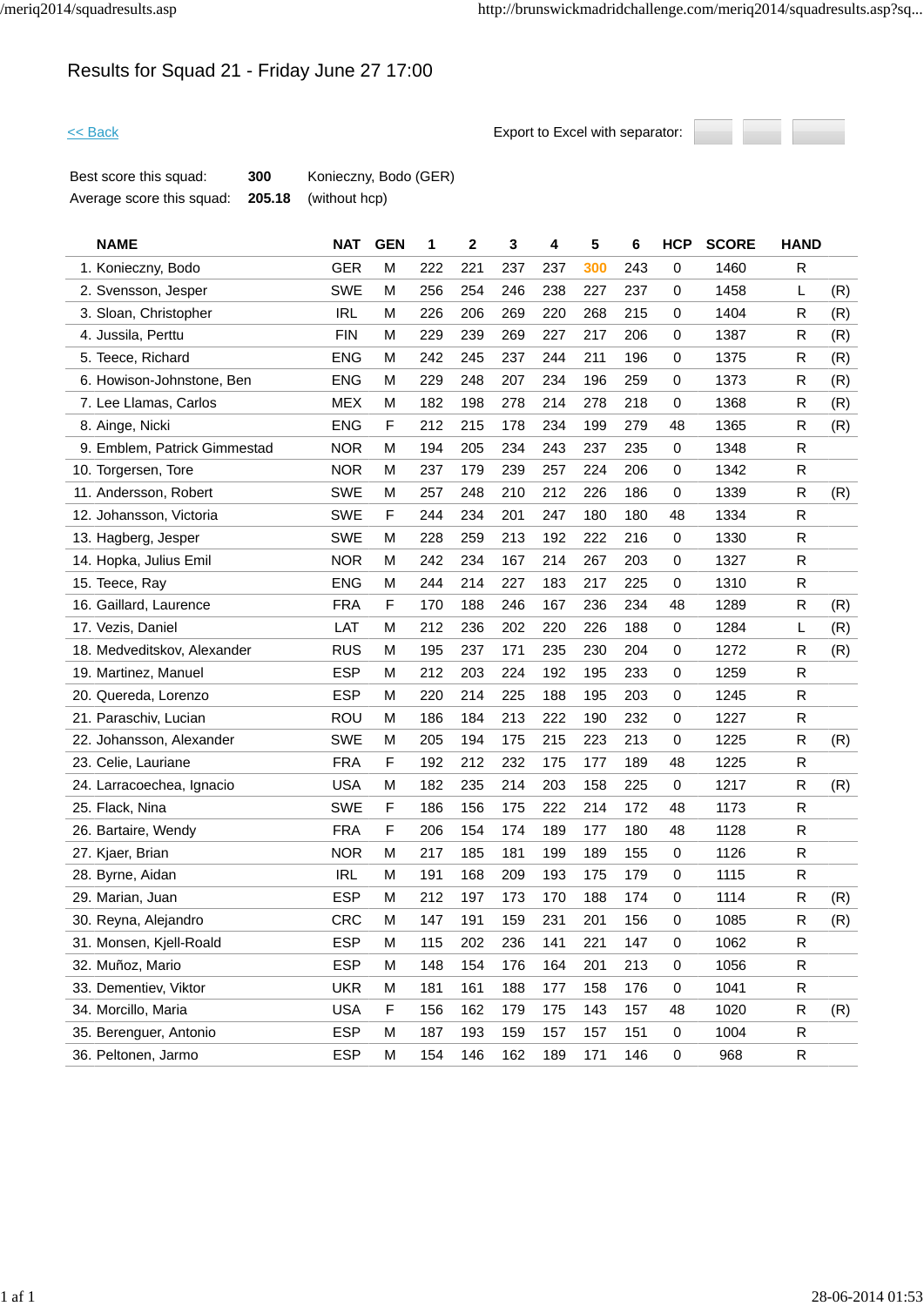# Results for Squad 21 - Friday June 27 17:00

<< Back

Export to Excel with separator:

| | | |
|---|---|---|
| Best score this squad: | **300** | Konieczny, Bodo (GER) |
| Average score this squad: | **205.18** | (without hcp) |

| NAME | NAT | GEN | 1 | 2 | 3 | 4 | 5 | 6 | HCP | SCORE | HAND | |
|---|---|---|---|---|---|---|---|---|---|---|---|---|
| 1. Konieczny, Bodo | GER | M | 222 | 221 | 237 | 237 | 300 | 243 | 0 | 1460 | R | |
| 2. Svensson, Jesper | SWE | M | 256 | 254 | 246 | 238 | 227 | 237 | 0 | 1458 | L | (R) |
| 3. Sloan, Christopher | IRL | M | 226 | 206 | 269 | 220 | 268 | 215 | 0 | 1404 | R | (R) |
| 4. Jussila, Perttu | FIN | M | 229 | 239 | 269 | 227 | 217 | 206 | 0 | 1387 | R | (R) |
| 5. Teece, Richard | ENG | M | 242 | 245 | 237 | 244 | 211 | 196 | 0 | 1375 | R | (R) |
| 6. Howison-Johnstone, Ben | ENG | M | 229 | 248 | 207 | 234 | 196 | 259 | 0 | 1373 | R | (R) |
| 7. Lee Llamas, Carlos | MEX | M | 182 | 198 | 278 | 214 | 278 | 218 | 0 | 1368 | R | (R) |
| 8. Ainge, Nicki | ENG | F | 212 | 215 | 178 | 234 | 199 | 279 | 48 | 1365 | R | (R) |
| 9. Emblem, Patrick Gimmestad | NOR | M | 194 | 205 | 234 | 243 | 237 | 235 | 0 | 1348 | R | |
| 10. Torgersen, Tore | NOR | M | 237 | 179 | 239 | 257 | 224 | 206 | 0 | 1342 | R | |
| 11. Andersson, Robert | SWE | M | 257 | 248 | 210 | 212 | 226 | 186 | 0 | 1339 | R | (R) |
| 12. Johansson, Victoria | SWE | F | 244 | 234 | 201 | 247 | 180 | 180 | 48 | 1334 | R | |
| 13. Hagberg, Jesper | SWE | M | 228 | 259 | 213 | 192 | 222 | 216 | 0 | 1330 | R | |
| 14. Hopka, Julius Emil | NOR | M | 242 | 234 | 167 | 214 | 267 | 203 | 0 | 1327 | R | |
| 15. Teece, Ray | ENG | M | 244 | 214 | 227 | 183 | 217 | 225 | 0 | 1310 | R | |
| 16. Gaillard, Laurence | FRA | F | 170 | 188 | 246 | 167 | 236 | 234 | 48 | 1289 | R | (R) |
| 17. Vezis, Daniel | LAT | M | 212 | 236 | 202 | 220 | 226 | 188 | 0 | 1284 | L | (R) |
| 18. Medveditskov, Alexander | RUS | M | 195 | 237 | 171 | 235 | 230 | 204 | 0 | 1272 | R | (R) |
| 19. Martinez, Manuel | ESP | M | 212 | 203 | 224 | 192 | 195 | 233 | 0 | 1259 | R | |
| 20. Quereda, Lorenzo | ESP | M | 220 | 214 | 225 | 188 | 195 | 203 | 0 | 1245 | R | |
| 21. Paraschiv, Lucian | ROU | M | 186 | 184 | 213 | 222 | 190 | 232 | 0 | 1227 | R | |
| 22. Johansson, Alexander | SWE | M | 205 | 194 | 175 | 215 | 223 | 213 | 0 | 1225 | R | (R) |
| 23. Celie, Lauriane | FRA | F | 192 | 212 | 232 | 175 | 177 | 189 | 48 | 1225 | R | |
| 24. Larracoechea, Ignacio | USA | M | 182 | 235 | 214 | 203 | 158 | 225 | 0 | 1217 | R | (R) |
| 25. Flack, Nina | SWE | F | 186 | 156 | 175 | 222 | 214 | 172 | 48 | 1173 | R | |
| 26. Bartaire, Wendy | FRA | F | 206 | 154 | 174 | 189 | 177 | 180 | 48 | 1128 | R | |
| 27. Kjaer, Brian | NOR | M | 217 | 185 | 181 | 199 | 189 | 155 | 0 | 1126 | R | |
| 28. Byrne, Aidan | IRL | M | 191 | 168 | 209 | 193 | 175 | 179 | 0 | 1115 | R | |
| 29. Marian, Juan | ESP | M | 212 | 197 | 173 | 170 | 188 | 174 | 0 | 1114 | R | (R) |
| 30. Reyna, Alejandro | CRC | M | 147 | 191 | 159 | 231 | 201 | 156 | 0 | 1085 | R | (R) |
| 31. Monsen, Kjell-Roald | ESP | M | 115 | 202 | 236 | 141 | 221 | 147 | 0 | 1062 | R | |
| 32. Muñoz, Mario | ESP | M | 148 | 154 | 176 | 164 | 201 | 213 | 0 | 1056 | R | |
| 33. Dementiev, Viktor | UKR | M | 181 | 161 | 188 | 177 | 158 | 176 | 0 | 1041 | R | |
| 34. Morcillo, Maria | USA | F | 156 | 162 | 179 | 175 | 143 | 157 | 48 | 1020 | R | (R) |
| 35. Berenguer, Antonio | ESP | M | 187 | 193 | 159 | 157 | 157 | 151 | 0 | 1004 | R | |
| 36. Peltonen, Jarmo | ESP | M | 154 | 146 | 162 | 189 | 171 | 146 | 0 | 968 | R | |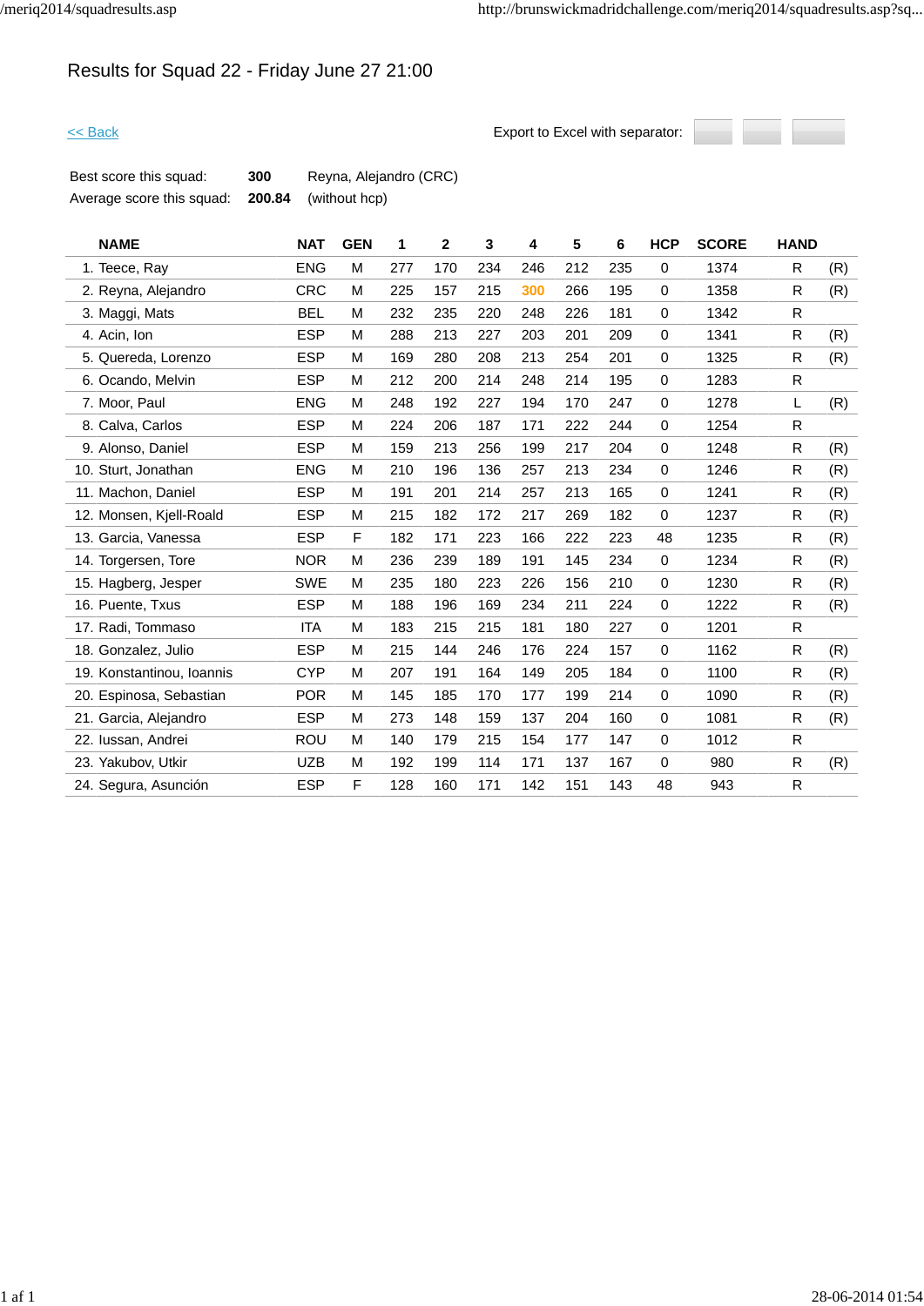# Results for Squad 22 - Friday June 27 21:00

<< Back

Export to Excel with separator:

Best score this squad: **300** Reyna, Alejandro (CRC)
Average score this squad: **200.84** (without hcp)

| NAME | NAT | GEN | 1 | 2 | 3 | 4 | 5 | 6 | HCP | SCORE | HAND | |
|---|---|---|---|---|---|---|---|---|---|---|---|---|
| 1. Teece, Ray | ENG | M | 277 | 170 | 234 | 246 | 212 | 235 | 0 | 1374 | R | (R) |
| 2. Reyna, Alejandro | CRC | M | 225 | 157 | 215 | 300 | 266 | 195 | 0 | 1358 | R | (R) |
| 3. Maggi, Mats | BEL | M | 232 | 235 | 220 | 248 | 226 | 181 | 0 | 1342 | R | |
| 4. Acin, Ion | ESP | M | 288 | 213 | 227 | 203 | 201 | 209 | 0 | 1341 | R | (R) |
| 5. Quereda, Lorenzo | ESP | M | 169 | 280 | 208 | 213 | 254 | 201 | 0 | 1325 | R | (R) |
| 6. Ocando, Melvin | ESP | M | 212 | 200 | 214 | 248 | 214 | 195 | 0 | 1283 | R | |
| 7. Moor, Paul | ENG | M | 248 | 192 | 227 | 194 | 170 | 247 | 0 | 1278 | L | (R) |
| 8. Calva, Carlos | ESP | M | 224 | 206 | 187 | 171 | 222 | 244 | 0 | 1254 | R | |
| 9. Alonso, Daniel | ESP | M | 159 | 213 | 256 | 199 | 217 | 204 | 0 | 1248 | R | (R) |
| 10. Sturt, Jonathan | ENG | M | 210 | 196 | 136 | 257 | 213 | 234 | 0 | 1246 | R | (R) |
| 11. Machon, Daniel | ESP | M | 191 | 201 | 214 | 257 | 213 | 165 | 0 | 1241 | R | (R) |
| 12. Monsen, Kjell-Roald | ESP | M | 215 | 182 | 172 | 217 | 269 | 182 | 0 | 1237 | R | (R) |
| 13. Garcia, Vanessa | ESP | F | 182 | 171 | 223 | 166 | 222 | 223 | 48 | 1235 | R | (R) |
| 14. Torgersen, Tore | NOR | M | 236 | 239 | 189 | 191 | 145 | 234 | 0 | 1234 | R | (R) |
| 15. Hagberg, Jesper | SWE | M | 235 | 180 | 223 | 226 | 156 | 210 | 0 | 1230 | R | (R) |
| 16. Puente, Txus | ESP | M | 188 | 196 | 169 | 234 | 211 | 224 | 0 | 1222 | R | (R) |
| 17. Radi, Tommaso | ITA | M | 183 | 215 | 215 | 181 | 180 | 227 | 0 | 1201 | R | |
| 18. Gonzalez, Julio | ESP | M | 215 | 144 | 246 | 176 | 224 | 157 | 0 | 1162 | R | (R) |
| 19. Konstantinou, Ioannis | CYP | M | 207 | 191 | 164 | 149 | 205 | 184 | 0 | 1100 | R | (R) |
| 20. Espinosa, Sebastian | POR | M | 145 | 185 | 170 | 177 | 199 | 214 | 0 | 1090 | R | (R) |
| 21. Garcia, Alejandro | ESP | M | 273 | 148 | 159 | 137 | 204 | 160 | 0 | 1081 | R | (R) |
| 22. Iussan, Andrei | ROU | M | 140 | 179 | 215 | 154 | 177 | 147 | 0 | 1012 | R | |
| 23. Yakubov, Utkir | UZB | M | 192 | 199 | 114 | 171 | 137 | 167 | 0 | 980 | R | (R) |
| 24. Segura, Asunción | ESP | F | 128 | 160 | 171 | 142 | 151 | 143 | 48 | 943 | R | |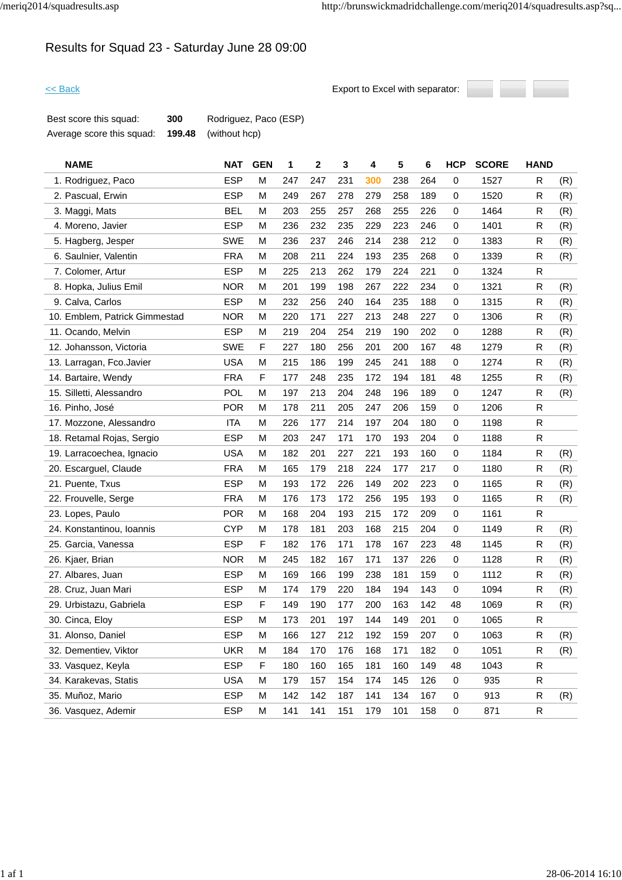# Results for Squad 23 - Saturday June 28 09:00

<< Back

Export to Excel with separator:

| | | |
|---|---|---|
| Best score this squad: | 300 | Rodriguez, Paco (ESP) |
| Average score this squad: | 199.48 | (without hcp) |

| NAME | NAT | GEN | 1 | 2 | 3 | 4 | 5 | 6 | HCP | SCORE | HAND | |
|---|---|---|---|---|---|---|---|---|---|---|---|---|
| 1. Rodriguez, Paco | ESP | M | 247 | 247 | 231 | 300 | 238 | 264 | 0 | 1527 | R | (R) |
| 2. Pascual, Erwin | ESP | M | 249 | 267 | 278 | 279 | 258 | 189 | 0 | 1520 | R | (R) |
| 3. Maggi, Mats | BEL | M | 203 | 255 | 257 | 268 | 255 | 226 | 0 | 1464 | R | (R) |
| 4. Moreno, Javier | ESP | M | 236 | 232 | 235 | 229 | 223 | 246 | 0 | 1401 | R | (R) |
| 5. Hagberg, Jesper | SWE | M | 236 | 237 | 246 | 214 | 238 | 212 | 0 | 1383 | R | (R) |
| 6. Saulnier, Valentin | FRA | M | 208 | 211 | 224 | 193 | 235 | 268 | 0 | 1339 | R | (R) |
| 7. Colomer, Artur | ESP | M | 225 | 213 | 262 | 179 | 224 | 221 | 0 | 1324 | R | |
| 8. Hopka, Julius Emil | NOR | M | 201 | 199 | 198 | 267 | 222 | 234 | 0 | 1321 | R | (R) |
| 9. Calva, Carlos | ESP | M | 232 | 256 | 240 | 164 | 235 | 188 | 0 | 1315 | R | (R) |
| 10. Emblem, Patrick Gimmestad | NOR | M | 220 | 171 | 227 | 213 | 248 | 227 | 0 | 1306 | R | (R) |
| 11. Ocando, Melvin | ESP | M | 219 | 204 | 254 | 219 | 190 | 202 | 0 | 1288 | R | (R) |
| 12. Johansson, Victoria | SWE | F | 227 | 180 | 256 | 201 | 200 | 167 | 48 | 1279 | R | (R) |
| 13. Larragan, Fco.Javier | USA | M | 215 | 186 | 199 | 245 | 241 | 188 | 0 | 1274 | R | (R) |
| 14. Bartaire, Wendy | FRA | F | 177 | 248 | 235 | 172 | 194 | 181 | 48 | 1255 | R | (R) |
| 15. Silletti, Alessandro | POL | M | 197 | 213 | 204 | 248 | 196 | 189 | 0 | 1247 | R | (R) |
| 16. Pinho, José | POR | M | 178 | 211 | 205 | 247 | 206 | 159 | 0 | 1206 | R | |
| 17. Mozzone, Alessandro | ITA | M | 226 | 177 | 214 | 197 | 204 | 180 | 0 | 1198 | R | |
| 18. Retamal Rojas, Sergio | ESP | M | 203 | 247 | 171 | 170 | 193 | 204 | 0 | 1188 | R | |
| 19. Larracoechea, Ignacio | USA | M | 182 | 201 | 227 | 221 | 193 | 160 | 0 | 1184 | R | (R) |
| 20. Escarguel, Claude | FRA | M | 165 | 179 | 218 | 224 | 177 | 217 | 0 | 1180 | R | (R) |
| 21. Puente, Txus | ESP | M | 193 | 172 | 226 | 149 | 202 | 223 | 0 | 1165 | R | (R) |
| 22. Frouvelle, Serge | FRA | M | 176 | 173 | 172 | 256 | 195 | 193 | 0 | 1165 | R | (R) |
| 23. Lopes, Paulo | POR | M | 168 | 204 | 193 | 215 | 172 | 209 | 0 | 1161 | R | |
| 24. Konstantinou, Ioannis | CYP | M | 178 | 181 | 203 | 168 | 215 | 204 | 0 | 1149 | R | (R) |
| 25. Garcia, Vanessa | ESP | F | 182 | 176 | 171 | 178 | 167 | 223 | 48 | 1145 | R | (R) |
| 26. Kjaer, Brian | NOR | M | 245 | 182 | 167 | 171 | 137 | 226 | 0 | 1128 | R | (R) |
| 27. Albares, Juan | ESP | M | 169 | 166 | 199 | 238 | 181 | 159 | 0 | 1112 | R | (R) |
| 28. Cruz, Juan Mari | ESP | M | 174 | 179 | 220 | 184 | 194 | 143 | 0 | 1094 | R | (R) |
| 29. Urbistazu, Gabriela | ESP | F | 149 | 190 | 177 | 200 | 163 | 142 | 48 | 1069 | R | (R) |
| 30. Cinca, Eloy | ESP | M | 173 | 201 | 197 | 144 | 149 | 201 | 0 | 1065 | R | |
| 31. Alonso, Daniel | ESP | M | 166 | 127 | 212 | 192 | 159 | 207 | 0 | 1063 | R | (R) |
| 32. Dementiev, Viktor | UKR | M | 184 | 170 | 176 | 168 | 171 | 182 | 0 | 1051 | R | (R) |
| 33. Vasquez, Keyla | ESP | F | 180 | 160 | 165 | 181 | 160 | 149 | 48 | 1043 | R | |
| 34. Karakevas, Statis | USA | M | 179 | 157 | 154 | 174 | 145 | 126 | 0 | 935 | R | |
| 35. Muñoz, Mario | ESP | M | 142 | 142 | 187 | 141 | 134 | 167 | 0 | 913 | R | (R) |
| 36. Vasquez, Ademir | ESP | M | 141 | 141 | 151 | 179 | 101 | 158 | 0 | 871 | R | |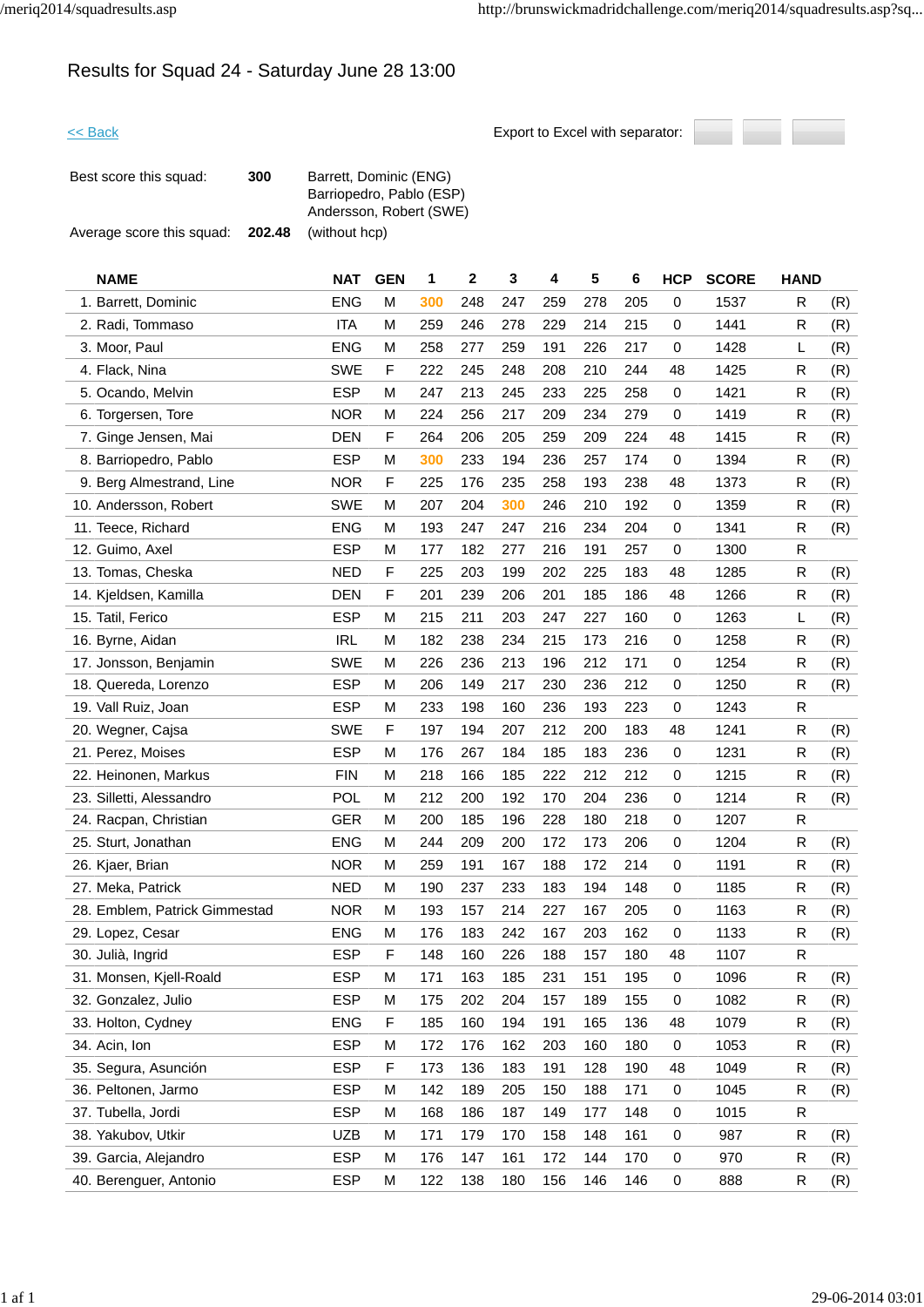# Results for Squad 24 - Saturday June 28 13:00

<< Back

Export to Excel with separator:

| | | |
|---|---|---|
| Best score this squad: | 300 | Barrett, Dominic (ENG)<br>Barriopedro, Pablo (ESP)<br>Andersson, Robert (SWE) |
| Average score this squad: | 202.48 | (without hcp) |

| NAME | NAT | GEN | 1 | 2 | 3 | 4 | 5 | 6 | HCP | SCORE | HAND | |
|---|---|---|---|---|---|---|---|---|---|---|---|---|
| 1. Barrett, Dominic | ENG | M | 300 | 248 | 247 | 259 | 278 | 205 | 0 | 1537 | R | (R) |
| 2. Radi, Tommaso | ITA | M | 259 | 246 | 278 | 229 | 214 | 215 | 0 | 1441 | R | (R) |
| 3. Moor, Paul | ENG | M | 258 | 277 | 259 | 191 | 226 | 217 | 0 | 1428 | L | (R) |
| 4. Flack, Nina | SWE | F | 222 | 245 | 248 | 208 | 210 | 244 | 48 | 1425 | R | (R) |
| 5. Ocando, Melvin | ESP | M | 247 | 213 | 245 | 233 | 225 | 258 | 0 | 1421 | R | (R) |
| 6. Torgersen, Tore | NOR | M | 224 | 256 | 217 | 209 | 234 | 279 | 0 | 1419 | R | (R) |
| 7. Ginge Jensen, Mai | DEN | F | 264 | 206 | 205 | 259 | 209 | 224 | 48 | 1415 | R | (R) |
| 8. Barriopedro, Pablo | ESP | M | 300 | 233 | 194 | 236 | 257 | 174 | 0 | 1394 | R | (R) |
| 9. Berg Almestrand, Line | NOR | F | 225 | 176 | 235 | 258 | 193 | 238 | 48 | 1373 | R | (R) |
| 10. Andersson, Robert | SWE | M | 207 | 204 | 300 | 246 | 210 | 192 | 0 | 1359 | R | (R) |
| 11. Teece, Richard | ENG | M | 193 | 247 | 247 | 216 | 234 | 204 | 0 | 1341 | R | (R) |
| 12. Guimo, Axel | ESP | M | 177 | 182 | 277 | 216 | 191 | 257 | 0 | 1300 | R | |
| 13. Tomas, Cheska | NED | F | 225 | 203 | 199 | 202 | 225 | 183 | 48 | 1285 | R | (R) |
| 14. Kjeldsen, Kamilla | DEN | F | 201 | 239 | 206 | 201 | 185 | 186 | 48 | 1266 | R | (R) |
| 15. Tatil, Ferico | ESP | M | 215 | 211 | 203 | 247 | 227 | 160 | 0 | 1263 | L | (R) |
| 16. Byrne, Aidan | IRL | M | 182 | 238 | 234 | 215 | 173 | 216 | 0 | 1258 | R | (R) |
| 17. Jonsson, Benjamin | SWE | M | 226 | 236 | 213 | 196 | 212 | 171 | 0 | 1254 | R | (R) |
| 18. Quereda, Lorenzo | ESP | M | 206 | 149 | 217 | 230 | 236 | 212 | 0 | 1250 | R | (R) |
| 19. Vall Ruiz, Joan | ESP | M | 233 | 198 | 160 | 236 | 193 | 223 | 0 | 1243 | R | |
| 20. Wegner, Cajsa | SWE | F | 197 | 194 | 207 | 212 | 200 | 183 | 48 | 1241 | R | (R) |
| 21. Perez, Moises | ESP | M | 176 | 267 | 184 | 185 | 183 | 236 | 0 | 1231 | R | (R) |
| 22. Heinonen, Markus | FIN | M | 218 | 166 | 185 | 222 | 212 | 212 | 0 | 1215 | R | (R) |
| 23. Silletti, Alessandro | POL | M | 212 | 200 | 192 | 170 | 204 | 236 | 0 | 1214 | R | (R) |
| 24. Racpan, Christian | GER | M | 200 | 185 | 196 | 228 | 180 | 218 | 0 | 1207 | R | |
| 25. Sturt, Jonathan | ENG | M | 244 | 209 | 200 | 172 | 173 | 206 | 0 | 1204 | R | (R) |
| 26. Kjaer, Brian | NOR | M | 259 | 191 | 167 | 188 | 172 | 214 | 0 | 1191 | R | (R) |
| 27. Meka, Patrick | NED | M | 190 | 237 | 233 | 183 | 194 | 148 | 0 | 1185 | R | (R) |
| 28. Emblem, Patrick Gimmestad | NOR | M | 193 | 157 | 214 | 227 | 167 | 205 | 0 | 1163 | R | (R) |
| 29. Lopez, Cesar | ENG | M | 176 | 183 | 242 | 167 | 203 | 162 | 0 | 1133 | R | (R) |
| 30. Julià, Ingrid | ESP | F | 148 | 160 | 226 | 188 | 157 | 180 | 48 | 1107 | R | |
| 31. Monsen, Kjell-Roald | ESP | M | 171 | 163 | 185 | 231 | 151 | 195 | 0 | 1096 | R | (R) |
| 32. Gonzalez, Julio | ESP | M | 175 | 202 | 204 | 157 | 189 | 155 | 0 | 1082 | R | (R) |
| 33. Holton, Cydney | ENG | F | 185 | 160 | 194 | 191 | 165 | 136 | 48 | 1079 | R | (R) |
| 34. Acin, Ion | ESP | M | 172 | 176 | 162 | 203 | 160 | 180 | 0 | 1053 | R | (R) |
| 35. Segura, Asunción | ESP | F | 173 | 136 | 183 | 191 | 128 | 190 | 48 | 1049 | R | (R) |
| 36. Peltonen, Jarmo | ESP | M | 142 | 189 | 205 | 150 | 188 | 171 | 0 | 1045 | R | (R) |
| 37. Tubella, Jordi | ESP | M | 168 | 186 | 187 | 149 | 177 | 148 | 0 | 1015 | R | |
| 38. Yakubov, Utkir | UZB | M | 171 | 179 | 170 | 158 | 148 | 161 | 0 | 987 | R | (R) |
| 39. Garcia, Alejandro | ESP | M | 176 | 147 | 161 | 172 | 144 | 170 | 0 | 970 | R | (R) |
| 40. Berenguer, Antonio | ESP | M | 122 | 138 | 180 | 156 | 146 | 146 | 0 | 888 | R | (R) |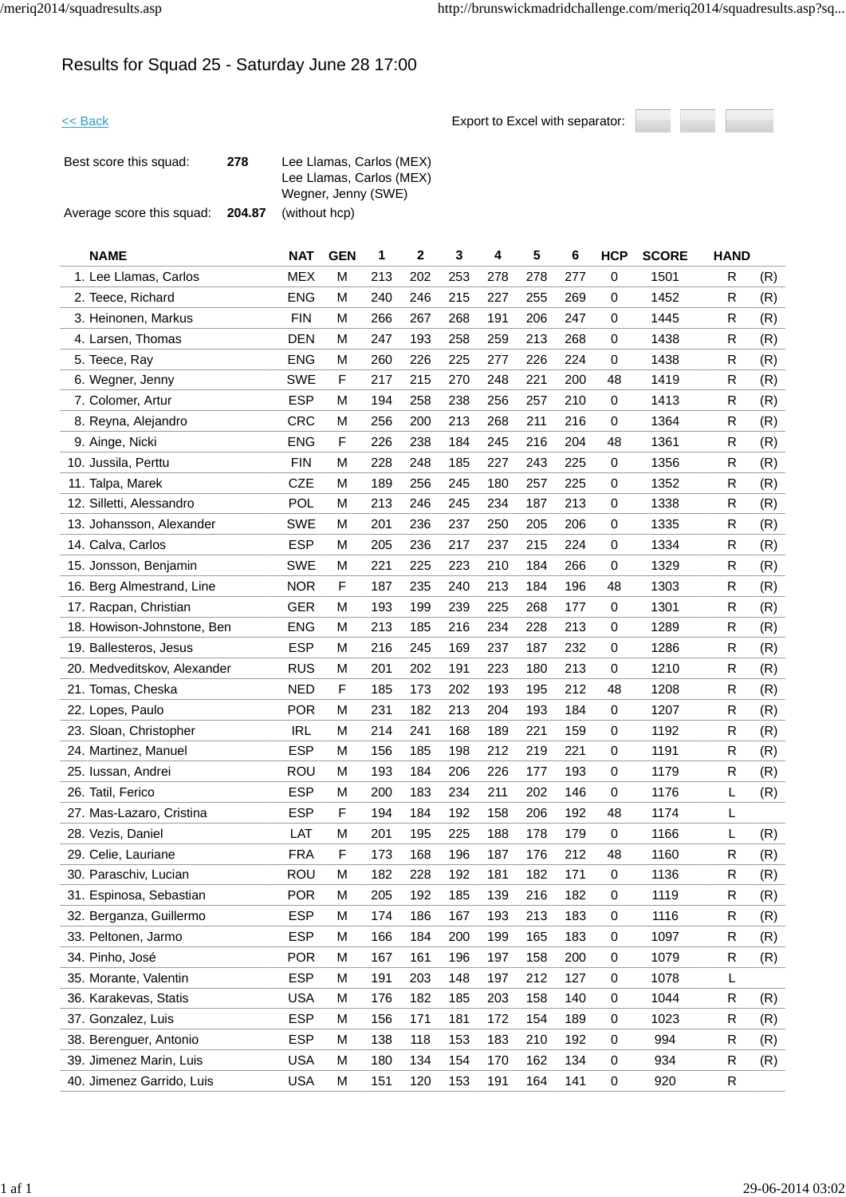# Results for Squad 25 - Saturday June 28 17:00

<< Back

Export to Excel with separator:

| Best score this squad: | 278 | Lee Llamas, Carlos (MEX)<br>Lee Llamas, Carlos (MEX)<br>Wegner, Jenny (SWE) |
|---|---|---|
| Average score this squad: | 204.87 | (without hcp) |

| NAME | NAT | GEN | 1 | 2 | 3 | 4 | 5 | 6 | HCP | SCORE | HAND | |
|---|---|---|---|---|---|---|---|---|---|---|---|---|
| 1. Lee Llamas, Carlos | MEX | M | 213 | 202 | 253 | 278 | 278 | 277 | 0 | 1501 | R | (R) |
| 2. Teece, Richard | ENG | M | 240 | 246 | 215 | 227 | 255 | 269 | 0 | 1452 | R | (R) |
| 3. Heinonen, Markus | FIN | M | 266 | 267 | 268 | 191 | 206 | 247 | 0 | 1445 | R | (R) |
| 4. Larsen, Thomas | DEN | M | 247 | 193 | 258 | 259 | 213 | 268 | 0 | 1438 | R | (R) |
| 5. Teece, Ray | ENG | M | 260 | 226 | 225 | 277 | 226 | 224 | 0 | 1438 | R | (R) |
| 6. Wegner, Jenny | SWE | F | 217 | 215 | 270 | 248 | 221 | 200 | 48 | 1419 | R | (R) |
| 7. Colomer, Artur | ESP | M | 194 | 258 | 238 | 256 | 257 | 210 | 0 | 1413 | R | (R) |
| 8. Reyna, Alejandro | CRC | M | 256 | 200 | 213 | 268 | 211 | 216 | 0 | 1364 | R | (R) |
| 9. Ainge, Nicki | ENG | F | 226 | 238 | 184 | 245 | 216 | 204 | 48 | 1361 | R | (R) |
| 10. Jussila, Perttu | FIN | M | 228 | 248 | 185 | 227 | 243 | 225 | 0 | 1356 | R | (R) |
| 11. Talpa, Marek | CZE | M | 189 | 256 | 245 | 180 | 257 | 225 | 0 | 1352 | R | (R) |
| 12. Silletti, Alessandro | POL | M | 213 | 246 | 245 | 234 | 187 | 213 | 0 | 1338 | R | (R) |
| 13. Johansson, Alexander | SWE | M | 201 | 236 | 237 | 250 | 205 | 206 | 0 | 1335 | R | (R) |
| 14. Calva, Carlos | ESP | M | 205 | 236 | 217 | 237 | 215 | 224 | 0 | 1334 | R | (R) |
| 15. Jonsson, Benjamin | SWE | M | 221 | 225 | 223 | 210 | 184 | 266 | 0 | 1329 | R | (R) |
| 16. Berg Almestrand, Line | NOR | F | 187 | 235 | 240 | 213 | 184 | 196 | 48 | 1303 | R | (R) |
| 17. Racpan, Christian | GER | M | 193 | 199 | 239 | 225 | 268 | 177 | 0 | 1301 | R | (R) |
| 18. Howison-Johnstone, Ben | ENG | M | 213 | 185 | 216 | 234 | 228 | 213 | 0 | 1289 | R | (R) |
| 19. Ballesteros, Jesus | ESP | M | 216 | 245 | 169 | 237 | 187 | 232 | 0 | 1286 | R | (R) |
| 20. Medveditskov, Alexander | RUS | M | 201 | 202 | 191 | 223 | 180 | 213 | 0 | 1210 | R | (R) |
| 21. Tomas, Cheska | NED | F | 185 | 173 | 202 | 193 | 195 | 212 | 48 | 1208 | R | (R) |
| 22. Lopes, Paulo | POR | M | 231 | 182 | 213 | 204 | 193 | 184 | 0 | 1207 | R | (R) |
| 23. Sloan, Christopher | IRL | M | 214 | 241 | 168 | 189 | 221 | 159 | 0 | 1192 | R | (R) |
| 24. Martinez, Manuel | ESP | M | 156 | 185 | 198 | 212 | 219 | 221 | 0 | 1191 | R | (R) |
| 25. Iussan, Andrei | ROU | M | 193 | 184 | 206 | 226 | 177 | 193 | 0 | 1179 | R | (R) |
| 26. Tatil, Ferico | ESP | M | 200 | 183 | 234 | 211 | 202 | 146 | 0 | 1176 | L | (R) |
| 27. Mas-Lazaro, Cristina | ESP | F | 194 | 184 | 192 | 158 | 206 | 192 | 48 | 1174 | L | |
| 28. Vezis, Daniel | LAT | M | 201 | 195 | 225 | 188 | 178 | 179 | 0 | 1166 | L | (R) |
| 29. Celie, Lauriane | FRA | F | 173 | 168 | 196 | 187 | 176 | 212 | 48 | 1160 | R | (R) |
| 30. Paraschiv, Lucian | ROU | M | 182 | 228 | 192 | 181 | 182 | 171 | 0 | 1136 | R | (R) |
| 31. Espinosa, Sebastian | POR | M | 205 | 192 | 185 | 139 | 216 | 182 | 0 | 1119 | R | (R) |
| 32. Berganza, Guillermo | ESP | M | 174 | 186 | 167 | 193 | 213 | 183 | 0 | 1116 | R | (R) |
| 33. Peltonen, Jarmo | ESP | M | 166 | 184 | 200 | 199 | 165 | 183 | 0 | 1097 | R | (R) |
| 34. Pinho, José | POR | M | 167 | 161 | 196 | 197 | 158 | 200 | 0 | 1079 | R | (R) |
| 35. Morante, Valentin | ESP | M | 191 | 203 | 148 | 197 | 212 | 127 | 0 | 1078 | L | |
| 36. Karakevas, Statis | USA | M | 176 | 182 | 185 | 203 | 158 | 140 | 0 | 1044 | R | (R) |
| 37. Gonzalez, Luis | ESP | M | 156 | 171 | 181 | 172 | 154 | 189 | 0 | 1023 | R | (R) |
| 38. Berenguer, Antonio | ESP | M | 138 | 118 | 153 | 183 | 210 | 192 | 0 | 994 | R | (R) |
| 39. Jimenez Marin, Luis | USA | M | 180 | 134 | 154 | 170 | 162 | 134 | 0 | 934 | R | (R) |
| 40. Jimenez Garrido, Luis | USA | M | 151 | 120 | 153 | 191 | 164 | 141 | 0 | 920 | R | |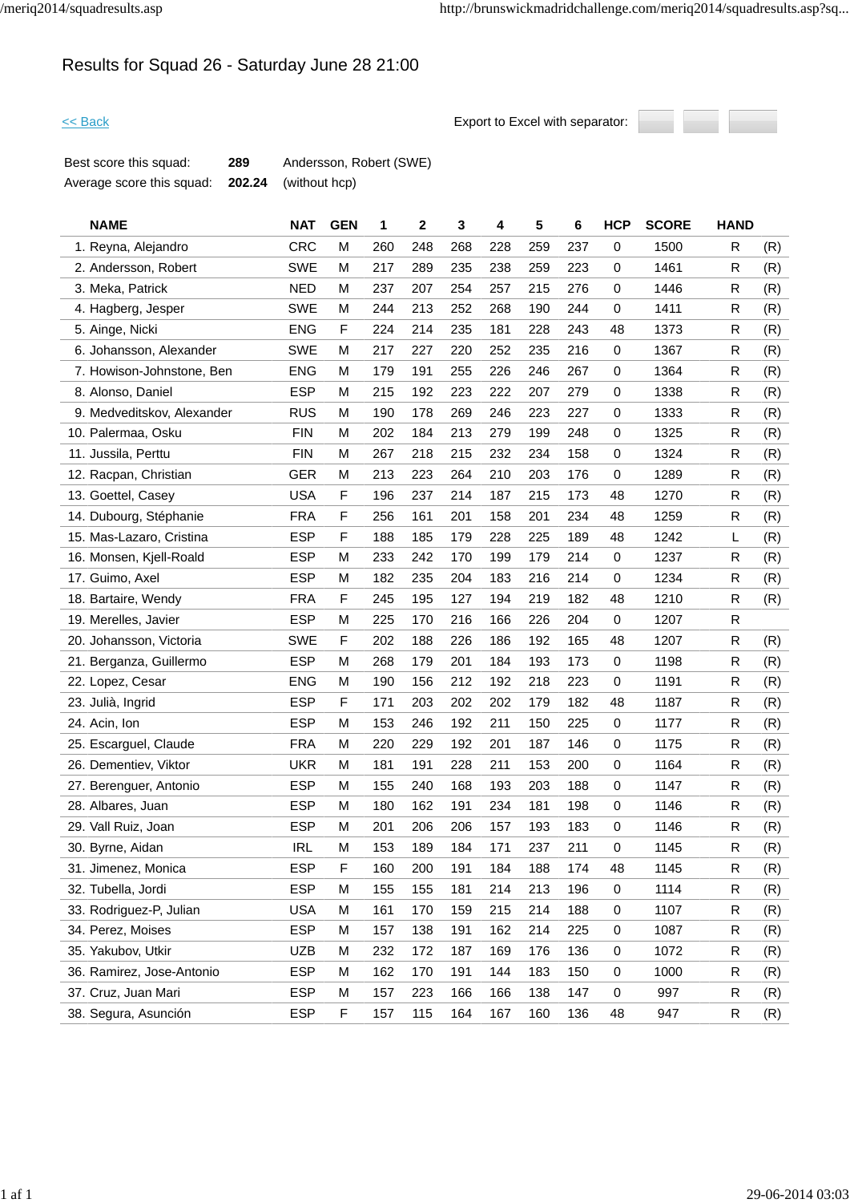# Results for Squad 26 - Saturday June 28 21:00

<< Back

Export to Excel with separator:

| | | |
|---|---|---|
| Best score this squad: | **289** | Andersson, Robert (SWE) |
| Average score this squad: | **202.24** | (without hcp) |

| NAME | NAT | GEN | 1 | 2 | 3 | 4 | 5 | 6 | HCP | SCORE | HAND | |
|---|---|---|---|---|---|---|---|---|---|---|---|---|
| 1. Reyna, Alejandro | CRC | M | 260 | 248 | 268 | 228 | 259 | 237 | 0 | 1500 | R | (R) |
| 2. Andersson, Robert | SWE | M | 217 | 289 | 235 | 238 | 259 | 223 | 0 | 1461 | R | (R) |
| 3. Meka, Patrick | NED | M | 237 | 207 | 254 | 257 | 215 | 276 | 0 | 1446 | R | (R) |
| 4. Hagberg, Jesper | SWE | M | 244 | 213 | 252 | 268 | 190 | 244 | 0 | 1411 | R | (R) |
| 5. Ainge, Nicki | ENG | F | 224 | 214 | 235 | 181 | 228 | 243 | 48 | 1373 | R | (R) |
| 6. Johansson, Alexander | SWE | M | 217 | 227 | 220 | 252 | 235 | 216 | 0 | 1367 | R | (R) |
| 7. Howison-Johnstone, Ben | ENG | M | 179 | 191 | 255 | 226 | 246 | 267 | 0 | 1364 | R | (R) |
| 8. Alonso, Daniel | ESP | M | 215 | 192 | 223 | 222 | 207 | 279 | 0 | 1338 | R | (R) |
| 9. Medveditskov, Alexander | RUS | M | 190 | 178 | 269 | 246 | 223 | 227 | 0 | 1333 | R | (R) |
| 10. Palermaa, Osku | FIN | M | 202 | 184 | 213 | 279 | 199 | 248 | 0 | 1325 | R | (R) |
| 11. Jussila, Perttu | FIN | M | 267 | 218 | 215 | 232 | 234 | 158 | 0 | 1324 | R | (R) |
| 12. Racpan, Christian | GER | M | 213 | 223 | 264 | 210 | 203 | 176 | 0 | 1289 | R | (R) |
| 13. Goettel, Casey | USA | F | 196 | 237 | 214 | 187 | 215 | 173 | 48 | 1270 | R | (R) |
| 14. Dubourg, Stéphanie | FRA | F | 256 | 161 | 201 | 158 | 201 | 234 | 48 | 1259 | R | (R) |
| 15. Mas-Lazaro, Cristina | ESP | F | 188 | 185 | 179 | 228 | 225 | 189 | 48 | 1242 | L | (R) |
| 16. Monsen, Kjell-Roald | ESP | M | 233 | 242 | 170 | 199 | 179 | 214 | 0 | 1237 | R | (R) |
| 17. Guimo, Axel | ESP | M | 182 | 235 | 204 | 183 | 216 | 214 | 0 | 1234 | R | (R) |
| 18. Bartaire, Wendy | FRA | F | 245 | 195 | 127 | 194 | 219 | 182 | 48 | 1210 | R | (R) |
| 19. Merelles, Javier | ESP | M | 225 | 170 | 216 | 166 | 226 | 204 | 0 | 1207 | R | |
| 20. Johansson, Victoria | SWE | F | 202 | 188 | 226 | 186 | 192 | 165 | 48 | 1207 | R | (R) |
| 21. Berganza, Guillermo | ESP | M | 268 | 179 | 201 | 184 | 193 | 173 | 0 | 1198 | R | (R) |
| 22. Lopez, Cesar | ENG | M | 190 | 156 | 212 | 192 | 218 | 223 | 0 | 1191 | R | (R) |
| 23. Julià, Ingrid | ESP | F | 171 | 203 | 202 | 202 | 179 | 182 | 48 | 1187 | R | (R) |
| 24. Acin, Ion | ESP | M | 153 | 246 | 192 | 211 | 150 | 225 | 0 | 1177 | R | (R) |
| 25. Escarguel, Claude | FRA | M | 220 | 229 | 192 | 201 | 187 | 146 | 0 | 1175 | R | (R) |
| 26. Dementiev, Viktor | UKR | M | 181 | 191 | 228 | 211 | 153 | 200 | 0 | 1164 | R | (R) |
| 27. Berenguer, Antonio | ESP | M | 155 | 240 | 168 | 193 | 203 | 188 | 0 | 1147 | R | (R) |
| 28. Albares, Juan | ESP | M | 180 | 162 | 191 | 234 | 181 | 198 | 0 | 1146 | R | (R) |
| 29. Vall Ruiz, Joan | ESP | M | 201 | 206 | 206 | 157 | 193 | 183 | 0 | 1146 | R | (R) |
| 30. Byrne, Aidan | IRL | M | 153 | 189 | 184 | 171 | 237 | 211 | 0 | 1145 | R | (R) |
| 31. Jimenez, Monica | ESP | F | 160 | 200 | 191 | 184 | 188 | 174 | 48 | 1145 | R | (R) |
| 32. Tubella, Jordi | ESP | M | 155 | 155 | 181 | 214 | 213 | 196 | 0 | 1114 | R | (R) |
| 33. Rodriguez-P, Julian | USA | M | 161 | 170 | 159 | 215 | 214 | 188 | 0 | 1107 | R | (R) |
| 34. Perez, Moises | ESP | M | 157 | 138 | 191 | 162 | 214 | 225 | 0 | 1087 | R | (R) |
| 35. Yakubov, Utkir | UZB | M | 232 | 172 | 187 | 169 | 176 | 136 | 0 | 1072 | R | (R) |
| 36. Ramirez, Jose-Antonio | ESP | M | 162 | 170 | 191 | 144 | 183 | 150 | 0 | 1000 | R | (R) |
| 37. Cruz, Juan Mari | ESP | M | 157 | 223 | 166 | 166 | 138 | 147 | 0 | 997 | R | (R) |
| 38. Segura, Asunción | ESP | F | 157 | 115 | 164 | 167 | 160 | 136 | 48 | 947 | R | (R) |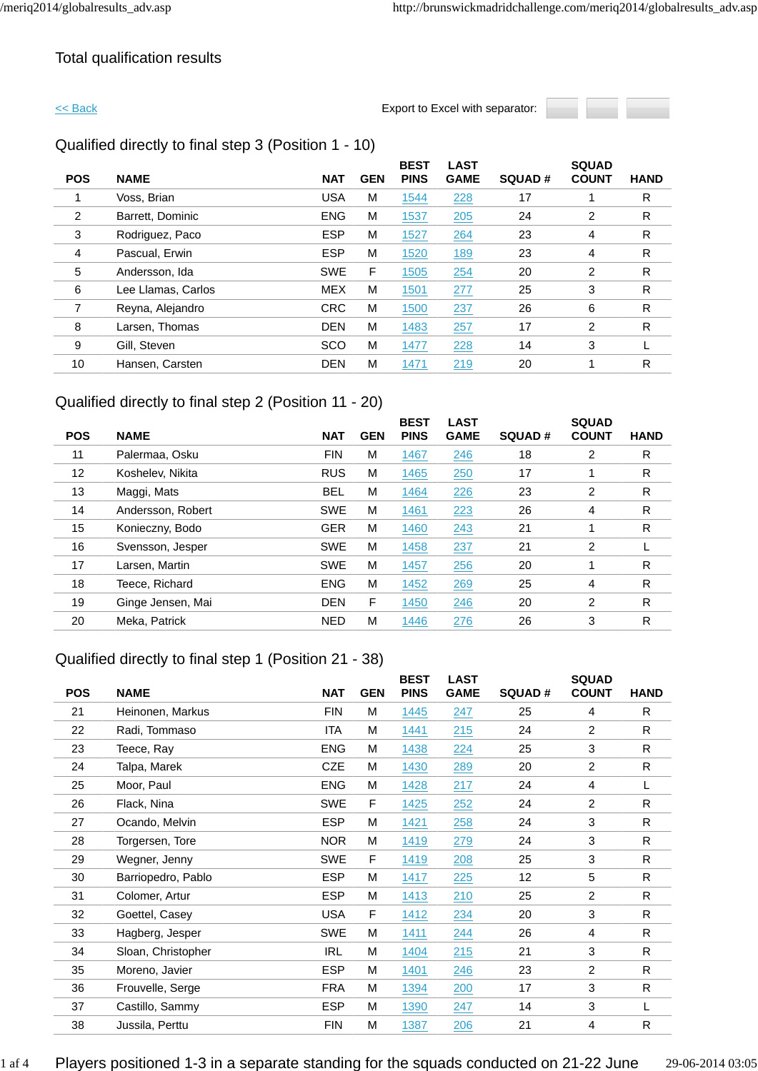# Total qualification results

<< Back

Export to Excel with separator:

## Qualified directly to final step 3 (Position 1 - 10)

| POS | NAME | NAT | GEN | BEST PINS | LAST GAME | SQUAD # | SQUAD COUNT | HAND |
|---|---|---|---|---|---|---|---|---|
| 1 | Voss, Brian | USA | M | 1544 | 228 | 17 | 1 | R |
| 2 | Barrett, Dominic | ENG | M | 1537 | 205 | 24 | 2 | R |
| 3 | Rodriguez, Paco | ESP | M | 1527 | 264 | 23 | 4 | R |
| 4 | Pascual, Erwin | ESP | M | 1520 | 189 | 23 | 4 | R |
| 5 | Andersson, Ida | SWE | F | 1505 | 254 | 20 | 2 | R |
| 6 | Lee Llamas, Carlos | MEX | M | 1501 | 277 | 25 | 3 | R |
| 7 | Reyna, Alejandro | CRC | M | 1500 | 237 | 26 | 6 | R |
| 8 | Larsen, Thomas | DEN | M | 1483 | 257 | 17 | 2 | R |
| 9 | Gill, Steven | SCO | M | 1477 | 228 | 14 | 3 | L |
| 10 | Hansen, Carsten | DEN | M | 1471 | 219 | 20 | 1 | R |

## Qualified directly to final step 2 (Position 11 - 20)

| POS | NAME | NAT | GEN | BEST PINS | LAST GAME | SQUAD # | SQUAD COUNT | HAND |
|---|---|---|---|---|---|---|---|---|
| 11 | Palermaa, Osku | FIN | M | 1467 | 246 | 18 | 2 | R |
| 12 | Koshelev, Nikita | RUS | M | 1465 | 250 | 17 | 1 | R |
| 13 | Maggi, Mats | BEL | M | 1464 | 226 | 23 | 2 | R |
| 14 | Andersson, Robert | SWE | M | 1461 | 223 | 26 | 4 | R |
| 15 | Konieczny, Bodo | GER | M | 1460 | 243 | 21 | 1 | R |
| 16 | Svensson, Jesper | SWE | M | 1458 | 237 | 21 | 2 | L |
| 17 | Larsen, Martin | SWE | M | 1457 | 256 | 20 | 1 | R |
| 18 | Teece, Richard | ENG | M | 1452 | 269 | 25 | 4 | R |
| 19 | Ginge Jensen, Mai | DEN | F | 1450 | 246 | 20 | 2 | R |
| 20 | Meka, Patrick | NED | M | 1446 | 276 | 26 | 3 | R |

## Qualified directly to final step 1 (Position 21 - 38)

| POS | NAME | NAT | GEN | BEST PINS | LAST GAME | SQUAD # | SQUAD COUNT | HAND |
|---|---|---|---|---|---|---|---|---|
| 21 | Heinonen, Markus | FIN | M | 1445 | 247 | 25 | 4 | R |
| 22 | Radi, Tommaso | ITA | M | 1441 | 215 | 24 | 2 | R |
| 23 | Teece, Ray | ENG | M | 1438 | 224 | 25 | 3 | R |
| 24 | Talpa, Marek | CZE | M | 1430 | 289 | 20 | 2 | R |
| 25 | Moor, Paul | ENG | M | 1428 | 217 | 24 | 4 | L |
| 26 | Flack, Nina | SWE | F | 1425 | 252 | 24 | 2 | R |
| 27 | Ocando, Melvin | ESP | M | 1421 | 258 | 24 | 3 | R |
| 28 | Torgersen, Tore | NOR | M | 1419 | 279 | 24 | 3 | R |
| 29 | Wegner, Jenny | SWE | F | 1419 | 208 | 25 | 3 | R |
| 30 | Barriopedro, Pablo | ESP | M | 1417 | 225 | 12 | 5 | R |
| 31 | Colomer, Artur | ESP | M | 1413 | 210 | 25 | 2 | R |
| 32 | Goettel, Casey | USA | F | 1412 | 234 | 20 | 3 | R |
| 33 | Hagberg, Jesper | SWE | M | 1411 | 244 | 26 | 4 | R |
| 34 | Sloan, Christopher | IRL | M | 1404 | 215 | 21 | 3 | R |
| 35 | Moreno, Javier | ESP | M | 1401 | 246 | 23 | 2 | R |
| 36 | Frouvelle, Serge | FRA | M | 1394 | 200 | 17 | 3 | R |
| 37 | Castillo, Sammy | ESP | M | 1390 | 247 | 14 | 3 | L |
| 38 | Jussila, Perttu | FIN | M | 1387 | 206 | 21 | 4 | R |

Players positioned 1-3 in a separate standing for the squads conducted on 21-22 June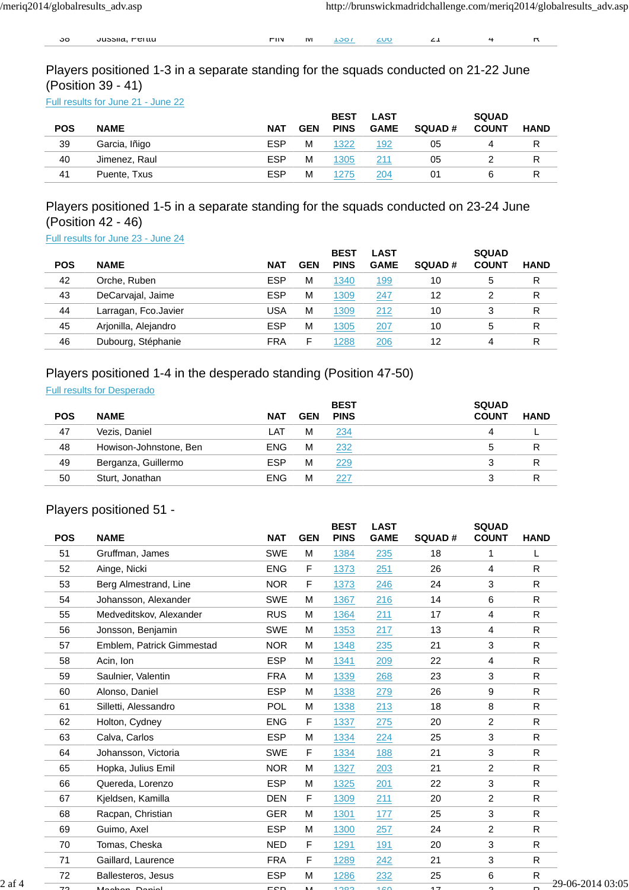## Players positioned 1-3 in a separate standing for the squads conducted on 21-22 June (Position 39 - 41)

[Full results for June 21 - June 22]

| POS | NAME | NAT | GEN | BEST PINS | LAST GAME | SQUAD # | SQUAD COUNT | HAND |
|---|---|---|---|---|---|---|---|---|
| 39 | Garcia, Iñigo | ESP | M | 1322 | 192 | 05 | 4 | R |
| 40 | Jimenez, Raul | ESP | M | 1305 | 211 | 05 | 2 | R |
| 41 | Puente, Txus | ESP | M | 1275 | 204 | 01 | 6 | R |

## Players positioned 1-5 in a separate standing for the squads conducted on 23-24 June (Position 42 - 46)

[Full results for June 23 - June 24]

| POS | NAME | NAT | GEN | BEST PINS | LAST GAME | SQUAD # | SQUAD COUNT | HAND |
|---|---|---|---|---|---|---|---|---|
| 42 | Orche, Ruben | ESP | M | 1340 | 199 | 10 | 5 | R |
| 43 | DeCarvajal, Jaime | ESP | M | 1309 | 247 | 12 | 2 | R |
| 44 | Larragan, Fco.Javier | USA | M | 1309 | 212 | 10 | 3 | R |
| 45 | Arjonilla, Alejandro | ESP | M | 1305 | 207 | 10 | 5 | R |
| 46 | Dubourg, Stéphanie | FRA | F | 1288 | 206 | 12 | 4 | R |

## Players positioned 1-4 in the desperado standing (Position 47-50)

[Full results for Desperado]

| POS | NAME | NAT | GEN | BEST PINS | SQUAD COUNT | HAND |
|---|---|---|---|---|---|---|
| 47 | Vezis, Daniel | LAT | M | 234 | 4 | L |
| 48 | Howison-Johnstone, Ben | ENG | M | 232 | 5 | R |
| 49 | Berganza, Guillermo | ESP | M | 229 | 3 | R |
| 50 | Sturt, Jonathan | ENG | M | 227 | 3 | R |

## Players positioned 51 -

| POS | NAME | NAT | GEN | BEST PINS | LAST GAME | SQUAD # | SQUAD COUNT | HAND |
|---|---|---|---|---|---|---|---|---|
| 51 | Gruffman, James | SWE | M | 1384 | 235 | 18 | 1 | L |
| 52 | Ainge, Nicki | ENG | F | 1373 | 251 | 26 | 4 | R |
| 53 | Berg Almestrand, Line | NOR | F | 1373 | 246 | 24 | 3 | R |
| 54 | Johansson, Alexander | SWE | M | 1367 | 216 | 14 | 6 | R |
| 55 | Medveditskov, Alexander | RUS | M | 1364 | 211 | 17 | 4 | R |
| 56 | Jonsson, Benjamin | SWE | M | 1353 | 217 | 13 | 4 | R |
| 57 | Emblem, Patrick Gimmestad | NOR | M | 1348 | 235 | 21 | 3 | R |
| 58 | Acin, Ion | ESP | M | 1341 | 209 | 22 | 4 | R |
| 59 | Saulnier, Valentin | FRA | M | 1339 | 268 | 23 | 3 | R |
| 60 | Alonso, Daniel | ESP | M | 1338 | 279 | 26 | 9 | R |
| 61 | Silletti, Alessandro | POL | M | 1338 | 213 | 18 | 8 | R |
| 62 | Holton, Cydney | ENG | F | 1337 | 275 | 20 | 2 | R |
| 63 | Calva, Carlos | ESP | M | 1334 | 224 | 25 | 3 | R |
| 64 | Johansson, Victoria | SWE | F | 1334 | 188 | 21 | 3 | R |
| 65 | Hopka, Julius Emil | NOR | M | 1327 | 203 | 21 | 2 | R |
| 66 | Quereda, Lorenzo | ESP | M | 1325 | 201 | 22 | 3 | R |
| 67 | Kjeldsen, Kamilla | DEN | F | 1309 | 211 | 20 | 2 | R |
| 68 | Racpan, Christian | GER | M | 1301 | 177 | 25 | 3 | R |
| 69 | Guimo, Axel | ESP | M | 1300 | 257 | 24 | 2 | R |
| 70 | Tomas, Cheska | NED | F | 1291 | 191 | 20 | 3 | R |
| 71 | Gaillard, Laurence | FRA | F | 1289 | 242 | 21 | 3 | R |
| 72 | Ballesteros, Jesus | ESP | M | 1286 | 232 | 25 | 6 | R |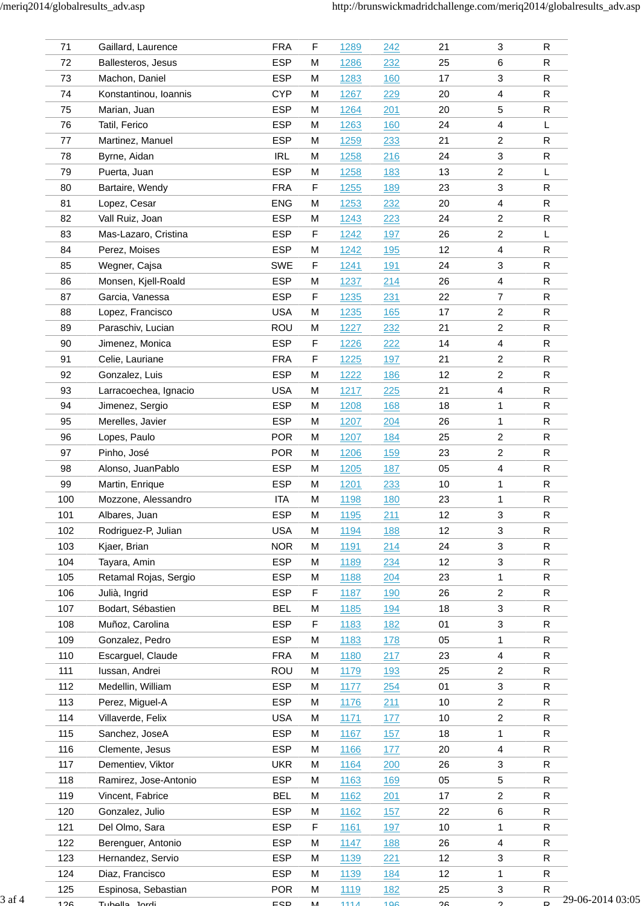| | | | | | | | | |
|---|---|---|---|---|---|---|---|---|
| 71 | Gaillard, Laurence | FRA | F | 1289 | 242 | 21 | 3 | R |
| 72 | Ballesteros, Jesus | ESP | M | 1286 | 232 | 25 | 6 | R |
| 73 | Machon, Daniel | ESP | M | 1283 | 160 | 17 | 3 | R |
| 74 | Konstantinou, Ioannis | CYP | M | 1267 | 229 | 20 | 4 | R |
| 75 | Marian, Juan | ESP | M | 1264 | 201 | 20 | 5 | R |
| 76 | Tatil, Ferico | ESP | M | 1263 | 160 | 24 | 4 | L |
| 77 | Martinez, Manuel | ESP | M | 1259 | 233 | 21 | 2 | R |
| 78 | Byrne, Aidan | IRL | M | 1258 | 216 | 24 | 3 | R |
| 79 | Puerta, Juan | ESP | M | 1258 | 183 | 13 | 2 | L |
| 80 | Bartaire, Wendy | FRA | F | 1255 | 189 | 23 | 3 | R |
| 81 | Lopez, Cesar | ENG | M | 1253 | 232 | 20 | 4 | R |
| 82 | Vall Ruiz, Joan | ESP | M | 1243 | 223 | 24 | 2 | R |
| 83 | Mas-Lazaro, Cristina | ESP | F | 1242 | 197 | 26 | 2 | L |
| 84 | Perez, Moises | ESP | M | 1242 | 195 | 12 | 4 | R |
| 85 | Wegner, Cajsa | SWE | F | 1241 | 191 | 24 | 3 | R |
| 86 | Monsen, Kjell-Roald | ESP | M | 1237 | 214 | 26 | 4 | R |
| 87 | Garcia, Vanessa | ESP | F | 1235 | 231 | 22 | 7 | R |
| 88 | Lopez, Francisco | USA | M | 1235 | 165 | 17 | 2 | R |
| 89 | Paraschiv, Lucian | ROU | M | 1227 | 232 | 21 | 2 | R |
| 90 | Jimenez, Monica | ESP | F | 1226 | 222 | 14 | 4 | R |
| 91 | Celie, Lauriane | FRA | F | 1225 | 197 | 21 | 2 | R |
| 92 | Gonzalez, Luis | ESP | M | 1222 | 186 | 12 | 2 | R |
| 93 | Larracoechea, Ignacio | USA | M | 1217 | 225 | 21 | 4 | R |
| 94 | Jimenez, Sergio | ESP | M | 1208 | 168 | 18 | 1 | R |
| 95 | Merelles, Javier | ESP | M | 1207 | 204 | 26 | 1 | R |
| 96 | Lopes, Paulo | POR | M | 1207 | 184 | 25 | 2 | R |
| 97 | Pinho, José | POR | M | 1206 | 159 | 23 | 2 | R |
| 98 | Alonso, JuanPablo | ESP | M | 1205 | 187 | 05 | 4 | R |
| 99 | Martin, Enrique | ESP | M | 1201 | 233 | 10 | 1 | R |
| 100 | Mozzone, Alessandro | ITA | M | 1198 | 180 | 23 | 1 | R |
| 101 | Albares, Juan | ESP | M | 1195 | 211 | 12 | 3 | R |
| 102 | Rodriguez-P, Julian | USA | M | 1194 | 188 | 12 | 3 | R |
| 103 | Kjaer, Brian | NOR | M | 1191 | 214 | 24 | 3 | R |
| 104 | Tayara, Amin | ESP | M | 1189 | 234 | 12 | 3 | R |
| 105 | Retamal Rojas, Sergio | ESP | M | 1188 | 204 | 23 | 1 | R |
| 106 | Julià, Ingrid | ESP | F | 1187 | 190 | 26 | 2 | R |
| 107 | Bodart, Sébastien | BEL | M | 1185 | 194 | 18 | 3 | R |
| 108 | Muñoz, Carolina | ESP | F | 1183 | 182 | 01 | 3 | R |
| 109 | Gonzalez, Pedro | ESP | M | 1183 | 178 | 05 | 1 | R |
| 110 | Escarguel, Claude | FRA | M | 1180 | 217 | 23 | 4 | R |
| 111 | Iussan, Andrei | ROU | M | 1179 | 193 | 25 | 2 | R |
| 112 | Medellin, William | ESP | M | 1177 | 254 | 01 | 3 | R |
| 113 | Perez, Miguel-A | ESP | M | 1176 | 211 | 10 | 2 | R |
| 114 | Villaverde, Felix | USA | M | 1171 | 177 | 10 | 2 | R |
| 115 | Sanchez, JoseA | ESP | M | 1167 | 157 | 18 | 1 | R |
| 116 | Clemente, Jesus | ESP | M | 1166 | 177 | 20 | 4 | R |
| 117 | Dementiev, Viktor | UKR | M | 1164 | 200 | 26 | 3 | R |
| 118 | Ramirez, Jose-Antonio | ESP | M | 1163 | 169 | 05 | 5 | R |
| 119 | Vincent, Fabrice | BEL | M | 1162 | 201 | 17 | 2 | R |
| 120 | Gonzalez, Julio | ESP | M | 1162 | 157 | 22 | 6 | R |
| 121 | Del Olmo, Sara | ESP | F | 1161 | 197 | 10 | 1 | R |
| 122 | Berenguer, Antonio | ESP | M | 1147 | 188 | 26 | 4 | R |
| 123 | Hernandez, Servio | ESP | M | 1139 | 221 | 12 | 3 | R |
| 124 | Diaz, Francisco | ESP | M | 1139 | 184 | 12 | 1 | R |
| 125 | Espinosa, Sebastian | POR | M | 1119 | 182 | 25 | 3 | R |
| 126 | Tubella, Jordi | ESP | M | 1114 | 196 | 26 | 2 | R |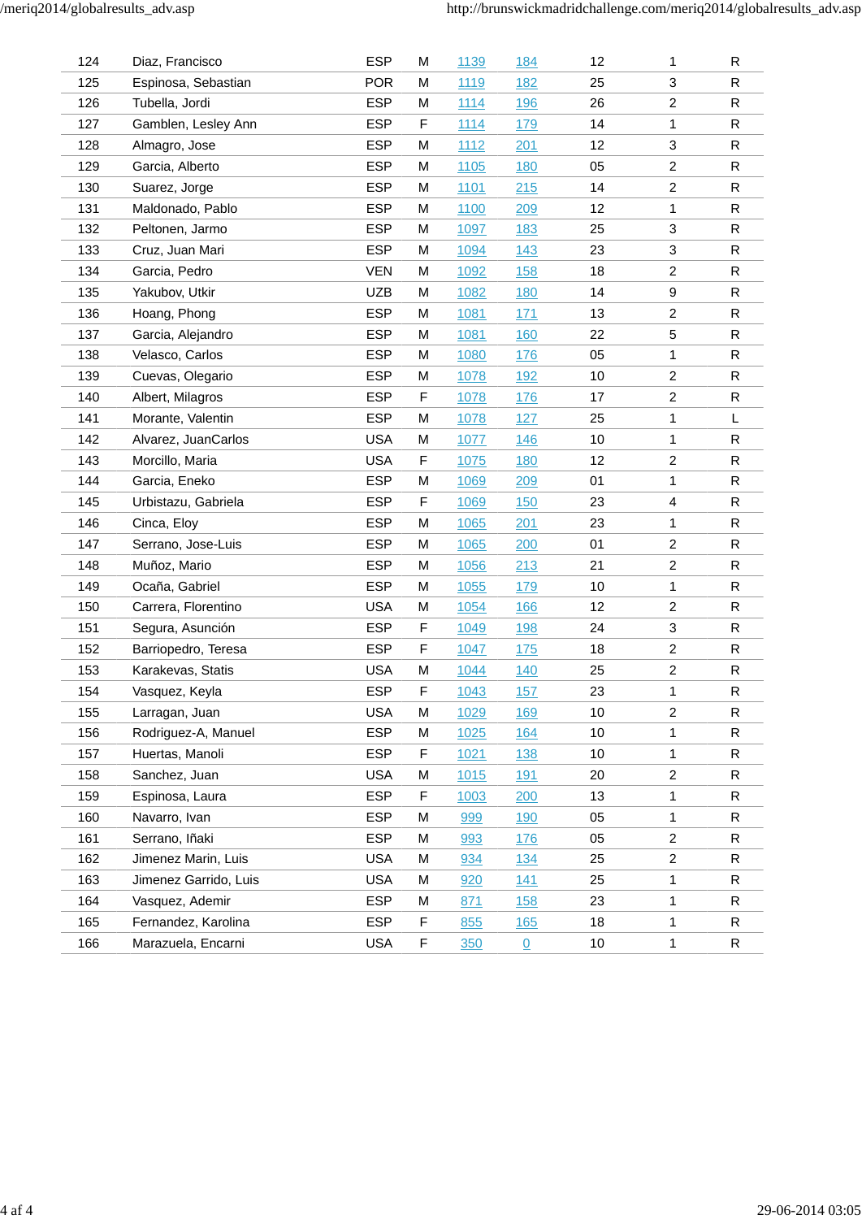| | | | | | | | | |
|---|---|---|---|---|---|---|---|---|
| 124 | Diaz, Francisco | ESP | M | 1139 | 184 | 12 | 1 | R |
| 125 | Espinosa, Sebastian | POR | M | 1119 | 182 | 25 | 3 | R |
| 126 | Tubella, Jordi | ESP | M | 1114 | 196 | 26 | 2 | R |
| 127 | Gamblen, Lesley Ann | ESP | F | 1114 | 179 | 14 | 1 | R |
| 128 | Almagro, Jose | ESP | M | 1112 | 201 | 12 | 3 | R |
| 129 | Garcia, Alberto | ESP | M | 1105 | 180 | 05 | 2 | R |
| 130 | Suarez, Jorge | ESP | M | 1101 | 215 | 14 | 2 | R |
| 131 | Maldonado, Pablo | ESP | M | 1100 | 209 | 12 | 1 | R |
| 132 | Peltonen, Jarmo | ESP | M | 1097 | 183 | 25 | 3 | R |
| 133 | Cruz, Juan Mari | ESP | M | 1094 | 143 | 23 | 3 | R |
| 134 | Garcia, Pedro | VEN | M | 1092 | 158 | 18 | 2 | R |
| 135 | Yakubov, Utkir | UZB | M | 1082 | 180 | 14 | 9 | R |
| 136 | Hoang, Phong | ESP | M | 1081 | 171 | 13 | 2 | R |
| 137 | Garcia, Alejandro | ESP | M | 1081 | 160 | 22 | 5 | R |
| 138 | Velasco, Carlos | ESP | M | 1080 | 176 | 05 | 1 | R |
| 139 | Cuevas, Olegario | ESP | M | 1078 | 192 | 10 | 2 | R |
| 140 | Albert, Milagros | ESP | F | 1078 | 176 | 17 | 2 | R |
| 141 | Morante, Valentin | ESP | M | 1078 | 127 | 25 | 1 | L |
| 142 | Alvarez, JuanCarlos | USA | M | 1077 | 146 | 10 | 1 | R |
| 143 | Morcillo, Maria | USA | F | 1075 | 180 | 12 | 2 | R |
| 144 | Garcia, Eneko | ESP | M | 1069 | 209 | 01 | 1 | R |
| 145 | Urbistazu, Gabriela | ESP | F | 1069 | 150 | 23 | 4 | R |
| 146 | Cinca, Eloy | ESP | M | 1065 | 201 | 23 | 1 | R |
| 147 | Serrano, Jose-Luis | ESP | M | 1065 | 200 | 01 | 2 | R |
| 148 | Muñoz, Mario | ESP | M | 1056 | 213 | 21 | 2 | R |
| 149 | Ocaña, Gabriel | ESP | M | 1055 | 179 | 10 | 1 | R |
| 150 | Carrera, Florentino | USA | M | 1054 | 166 | 12 | 2 | R |
| 151 | Segura, Asunción | ESP | F | 1049 | 198 | 24 | 3 | R |
| 152 | Barriopedro, Teresa | ESP | F | 1047 | 175 | 18 | 2 | R |
| 153 | Karakevas, Statis | USA | M | 1044 | 140 | 25 | 2 | R |
| 154 | Vasquez, Keyla | ESP | F | 1043 | 157 | 23 | 1 | R |
| 155 | Larragan, Juan | USA | M | 1029 | 169 | 10 | 2 | R |
| 156 | Rodriguez-A, Manuel | ESP | M | 1025 | 164 | 10 | 1 | R |
| 157 | Huertas, Manoli | ESP | F | 1021 | 138 | 10 | 1 | R |
| 158 | Sanchez, Juan | USA | M | 1015 | 191 | 20 | 2 | R |
| 159 | Espinosa, Laura | ESP | F | 1003 | 200 | 13 | 1 | R |
| 160 | Navarro, Ivan | ESP | M | 999 | 190 | 05 | 1 | R |
| 161 | Serrano, Iñaki | ESP | M | 993 | 176 | 05 | 2 | R |
| 162 | Jimenez Marin, Luis | USA | M | 934 | 134 | 25 | 2 | R |
| 163 | Jimenez Garrido, Luis | USA | M | 920 | 141 | 25 | 1 | R |
| 164 | Vasquez, Ademir | ESP | M | 871 | 158 | 23 | 1 | R |
| 165 | Fernandez, Karolina | ESP | F | 855 | 165 | 18 | 1 | R |
| 166 | Marazuela, Encarni | USA | F | 350 | 0 | 10 | 1 | R |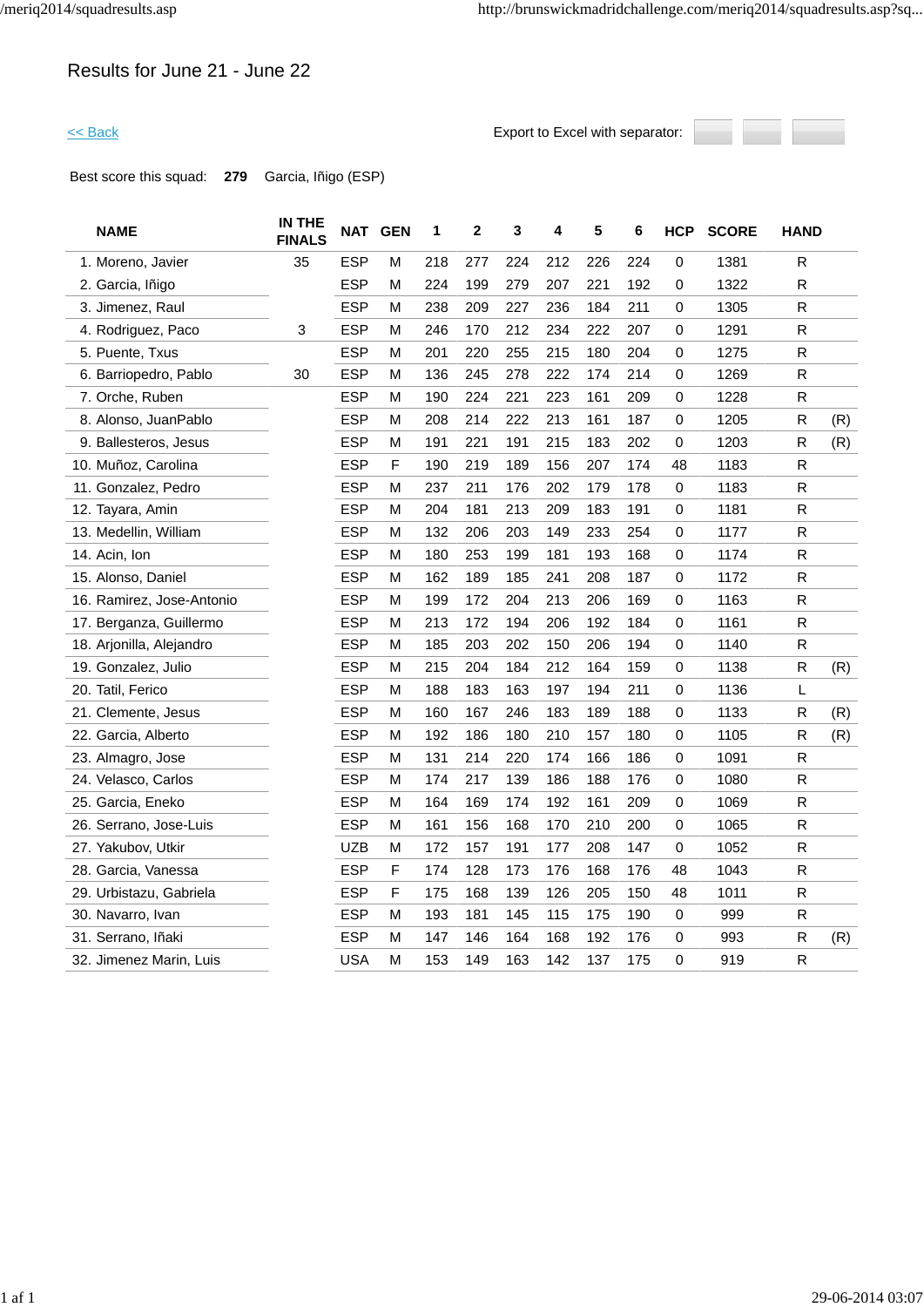# Results for June 21 - June 22

<< Back

Export to Excel with separator:

Best score this squad: **279** Garcia, Iñigo (ESP)

| NAME | IN THE FINALS | NAT | GEN | 1 | 2 | 3 | 4 | 5 | 6 | HCP | SCORE | HAND | |
|---|---|---|---|---|---|---|---|---|---|---|---|---|---|
| 1. Moreno, Javier | 35 | ESP | M | 218 | 277 | 224 | 212 | 226 | 224 | 0 | 1381 | R | |
| 2. Garcia, Iñigo | | ESP | M | 224 | 199 | 279 | 207 | 221 | 192 | 0 | 1322 | R | |
| 3. Jimenez, Raul | | ESP | M | 238 | 209 | 227 | 236 | 184 | 211 | 0 | 1305 | R | |
| 4. Rodriguez, Paco | 3 | ESP | M | 246 | 170 | 212 | 234 | 222 | 207 | 0 | 1291 | R | |
| 5. Puente, Txus | | ESP | M | 201 | 220 | 255 | 215 | 180 | 204 | 0 | 1275 | R | |
| 6. Barriopedro, Pablo | 30 | ESP | M | 136 | 245 | 278 | 222 | 174 | 214 | 0 | 1269 | R | |
| 7. Orche, Ruben | | ESP | M | 190 | 224 | 221 | 223 | 161 | 209 | 0 | 1228 | R | |
| 8. Alonso, JuanPablo | | ESP | M | 208 | 214 | 222 | 213 | 161 | 187 | 0 | 1205 | R | (R) |
| 9. Ballesteros, Jesus | | ESP | M | 191 | 221 | 191 | 215 | 183 | 202 | 0 | 1203 | R | (R) |
| 10. Muñoz, Carolina | | ESP | F | 190 | 219 | 189 | 156 | 207 | 174 | 48 | 1183 | R | |
| 11. Gonzalez, Pedro | | ESP | M | 237 | 211 | 176 | 202 | 179 | 178 | 0 | 1183 | R | |
| 12. Tayara, Amin | | ESP | M | 204 | 181 | 213 | 209 | 183 | 191 | 0 | 1181 | R | |
| 13. Medellin, William | | ESP | M | 132 | 206 | 203 | 149 | 233 | 254 | 0 | 1177 | R | |
| 14. Acin, Ion | | ESP | M | 180 | 253 | 199 | 181 | 193 | 168 | 0 | 1174 | R | |
| 15. Alonso, Daniel | | ESP | M | 162 | 189 | 185 | 241 | 208 | 187 | 0 | 1172 | R | |
| 16. Ramirez, Jose-Antonio | | ESP | M | 199 | 172 | 204 | 213 | 206 | 169 | 0 | 1163 | R | |
| 17. Berganza, Guillermo | | ESP | M | 213 | 172 | 194 | 206 | 192 | 184 | 0 | 1161 | R | |
| 18. Arjonilla, Alejandro | | ESP | M | 185 | 203 | 202 | 150 | 206 | 194 | 0 | 1140 | R | |
| 19. Gonzalez, Julio | | ESP | M | 215 | 204 | 184 | 212 | 164 | 159 | 0 | 1138 | R | (R) |
| 20. Tatil, Ferico | | ESP | M | 188 | 183 | 163 | 197 | 194 | 211 | 0 | 1136 | L | |
| 21. Clemente, Jesus | | ESP | M | 160 | 167 | 246 | 183 | 189 | 188 | 0 | 1133 | R | (R) |
| 22. Garcia, Alberto | | ESP | M | 192 | 186 | 180 | 210 | 157 | 180 | 0 | 1105 | R | (R) |
| 23. Almagro, Jose | | ESP | M | 131 | 214 | 220 | 174 | 166 | 186 | 0 | 1091 | R | |
| 24. Velasco, Carlos | | ESP | M | 174 | 217 | 139 | 186 | 188 | 176 | 0 | 1080 | R | |
| 25. Garcia, Eneko | | ESP | M | 164 | 169 | 174 | 192 | 161 | 209 | 0 | 1069 | R | |
| 26. Serrano, Jose-Luis | | ESP | M | 161 | 156 | 168 | 170 | 210 | 200 | 0 | 1065 | R | |
| 27. Yakubov, Utkir | | UZB | M | 172 | 157 | 191 | 177 | 208 | 147 | 0 | 1052 | R | |
| 28. Garcia, Vanessa | | ESP | F | 174 | 128 | 173 | 176 | 168 | 176 | 48 | 1043 | R | |
| 29. Urbistazu, Gabriela | | ESP | F | 175 | 168 | 139 | 126 | 205 | 150 | 48 | 1011 | R | |
| 30. Navarro, Ivan | | ESP | M | 193 | 181 | 145 | 115 | 175 | 190 | 0 | 999 | R | |
| 31. Serrano, Iñaki | | ESP | M | 147 | 146 | 164 | 168 | 192 | 176 | 0 | 993 | R | (R) |
| 32. Jimenez Marin, Luis | | USA | M | 153 | 149 | 163 | 142 | 137 | 175 | 0 | 919 | R | |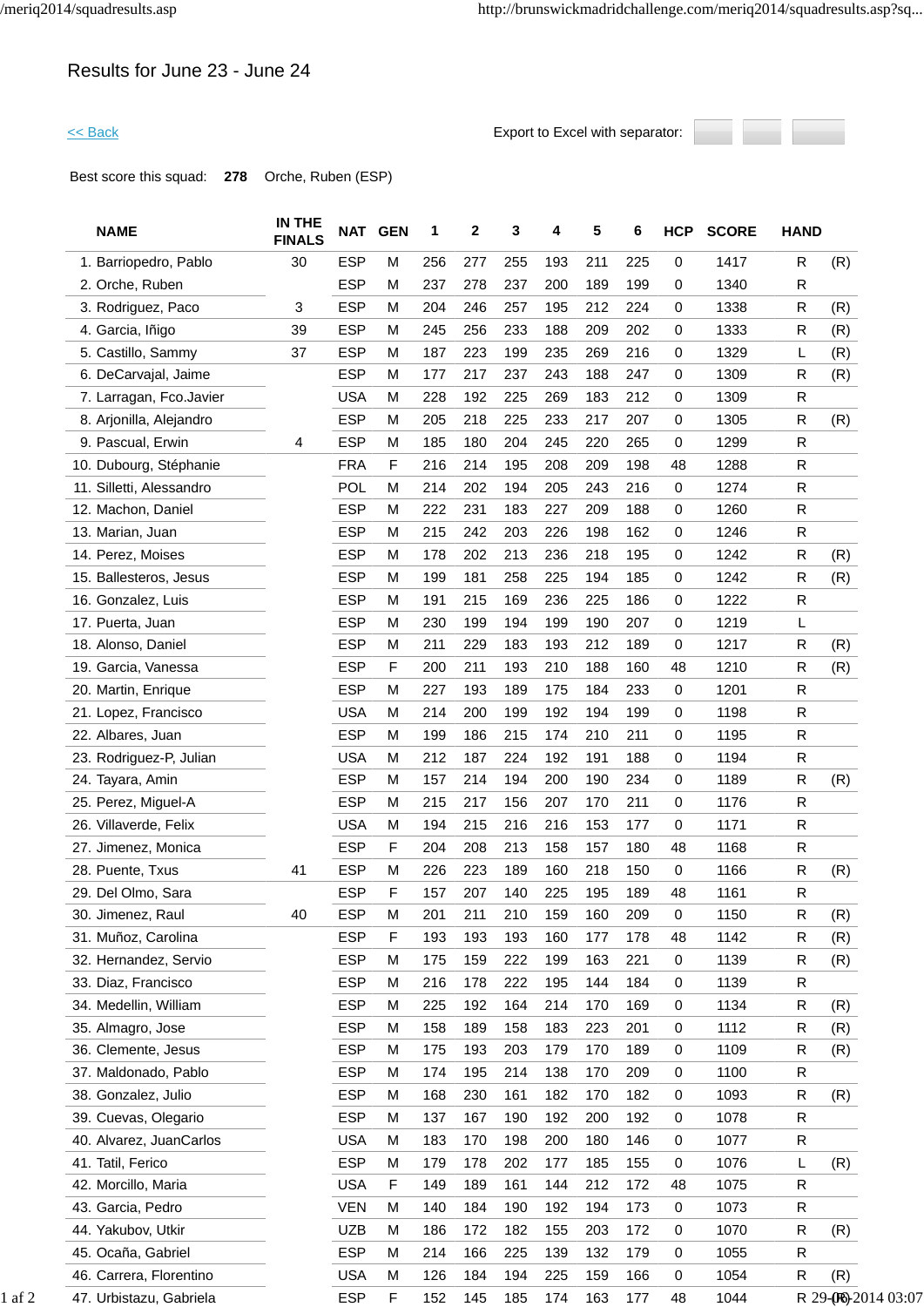# Results for June 23 - June 24

<< Back

Export to Excel with separator:

Best score this squad: **278** Orche, Ruben (ESP)

| NAME | IN THE FINALS | NAT | GEN | 1 | 2 | 3 | 4 | 5 | 6 | HCP | SCORE | HAND | |
|---|---|---|---|---|---|---|---|---|---|---|---|---|---|
| 1. Barriopedro, Pablo | 30 | ESP | M | 256 | 277 | 255 | 193 | 211 | 225 | 0 | 1417 | R | (R) |
| 2. Orche, Ruben | | ESP | M | 237 | 278 | 237 | 200 | 189 | 199 | 0 | 1340 | R | |
| 3. Rodriguez, Paco | 3 | ESP | M | 204 | 246 | 257 | 195 | 212 | 224 | 0 | 1338 | R | (R) |
| 4. Garcia, Iñigo | 39 | ESP | M | 245 | 256 | 233 | 188 | 209 | 202 | 0 | 1333 | R | (R) |
| 5. Castillo, Sammy | 37 | ESP | M | 187 | 223 | 199 | 235 | 269 | 216 | 0 | 1329 | L | (R) |
| 6. DeCarvajal, Jaime | | ESP | M | 177 | 217 | 237 | 243 | 188 | 247 | 0 | 1309 | R | (R) |
| 7. Larragan, Fco.Javier | | USA | M | 228 | 192 | 225 | 269 | 183 | 212 | 0 | 1309 | R | |
| 8. Arjonilla, Alejandro | | ESP | M | 205 | 218 | 225 | 233 | 217 | 207 | 0 | 1305 | R | (R) |
| 9. Pascual, Erwin | 4 | ESP | M | 185 | 180 | 204 | 245 | 220 | 265 | 0 | 1299 | R | |
| 10. Dubourg, Stéphanie | | FRA | F | 216 | 214 | 195 | 208 | 209 | 198 | 48 | 1288 | R | |
| 11. Silletti, Alessandro | | POL | M | 214 | 202 | 194 | 205 | 243 | 216 | 0 | 1274 | R | |
| 12. Machon, Daniel | | ESP | M | 222 | 231 | 183 | 227 | 209 | 188 | 0 | 1260 | R | |
| 13. Marian, Juan | | ESP | M | 215 | 242 | 203 | 226 | 198 | 162 | 0 | 1246 | R | |
| 14. Perez, Moises | | ESP | M | 178 | 202 | 213 | 236 | 218 | 195 | 0 | 1242 | R | (R) |
| 15. Ballesteros, Jesus | | ESP | M | 199 | 181 | 258 | 225 | 194 | 185 | 0 | 1242 | R | (R) |
| 16. Gonzalez, Luis | | ESP | M | 191 | 215 | 169 | 236 | 225 | 186 | 0 | 1222 | R | |
| 17. Puerta, Juan | | ESP | M | 230 | 199 | 194 | 199 | 190 | 207 | 0 | 1219 | L | |
| 18. Alonso, Daniel | | ESP | M | 211 | 229 | 183 | 193 | 212 | 189 | 0 | 1217 | R | (R) |
| 19. Garcia, Vanessa | | ESP | F | 200 | 211 | 193 | 210 | 188 | 160 | 48 | 1210 | R | (R) |
| 20. Martin, Enrique | | ESP | M | 227 | 193 | 189 | 175 | 184 | 233 | 0 | 1201 | R | |
| 21. Lopez, Francisco | | USA | M | 214 | 200 | 199 | 192 | 194 | 199 | 0 | 1198 | R | |
| 22. Albares, Juan | | ESP | M | 199 | 186 | 215 | 174 | 210 | 211 | 0 | 1195 | R | |
| 23. Rodriguez-P, Julian | | USA | M | 212 | 187 | 224 | 192 | 191 | 188 | 0 | 1194 | R | |
| 24. Tayara, Amin | | ESP | M | 157 | 214 | 194 | 200 | 190 | 234 | 0 | 1189 | R | (R) |
| 25. Perez, Miguel-A | | ESP | M | 215 | 217 | 156 | 207 | 170 | 211 | 0 | 1176 | R | |
| 26. Villaverde, Felix | | USA | M | 194 | 215 | 216 | 216 | 153 | 177 | 0 | 1171 | R | |
| 27. Jimenez, Monica | | ESP | F | 204 | 208 | 213 | 158 | 157 | 180 | 48 | 1168 | R | |
| 28. Puente, Txus | 41 | ESP | M | 226 | 223 | 189 | 160 | 218 | 150 | 0 | 1166 | R | (R) |
| 29. Del Olmo, Sara | | ESP | F | 157 | 207 | 140 | 225 | 195 | 189 | 48 | 1161 | R | |
| 30. Jimenez, Raul | 40 | ESP | M | 201 | 211 | 210 | 159 | 160 | 209 | 0 | 1150 | R | (R) |
| 31. Muñoz, Carolina | | ESP | F | 193 | 193 | 193 | 160 | 177 | 178 | 48 | 1142 | R | (R) |
| 32. Hernandez, Servio | | ESP | M | 175 | 159 | 222 | 199 | 163 | 221 | 0 | 1139 | R | (R) |
| 33. Diaz, Francisco | | ESP | M | 216 | 178 | 222 | 195 | 144 | 184 | 0 | 1139 | R | |
| 34. Medellin, William | | ESP | M | 225 | 192 | 164 | 214 | 170 | 169 | 0 | 1134 | R | (R) |
| 35. Almagro, Jose | | ESP | M | 158 | 189 | 158 | 183 | 223 | 201 | 0 | 1112 | R | (R) |
| 36. Clemente, Jesus | | ESP | M | 175 | 193 | 203 | 179 | 170 | 189 | 0 | 1109 | R | (R) |
| 37. Maldonado, Pablo | | ESP | M | 174 | 195 | 214 | 138 | 170 | 209 | 0 | 1100 | R | |
| 38. Gonzalez, Julio | | ESP | M | 168 | 230 | 161 | 182 | 170 | 182 | 0 | 1093 | R | (R) |
| 39. Cuevas, Olegario | | ESP | M | 137 | 167 | 190 | 192 | 200 | 192 | 0 | 1078 | R | |
| 40. Alvarez, JuanCarlos | | USA | M | 183 | 170 | 198 | 200 | 180 | 146 | 0 | 1077 | R | |
| 41. Tatil, Ferico | | ESP | M | 179 | 178 | 202 | 177 | 185 | 155 | 0 | 1076 | L | (R) |
| 42. Morcillo, Maria | | USA | F | 149 | 189 | 161 | 144 | 212 | 172 | 48 | 1075 | R | |
| 43. Garcia, Pedro | | VEN | M | 140 | 184 | 190 | 192 | 194 | 173 | 0 | 1073 | R | |
| 44. Yakubov, Utkir | | UZB | M | 186 | 172 | 182 | 155 | 203 | 172 | 0 | 1070 | R | (R) |
| 45. Ocaña, Gabriel | | ESP | M | 214 | 166 | 225 | 139 | 132 | 179 | 0 | 1055 | R | |
| 46. Carrera, Florentino | | USA | M | 126 | 184 | 194 | 225 | 159 | 166 | 0 | 1054 | R | (R) |
| 47. Urbistazu, Gabriela | | ESP | F | 152 | 145 | 185 | 174 | 163 | 177 | 48 | 1044 | R | (R) |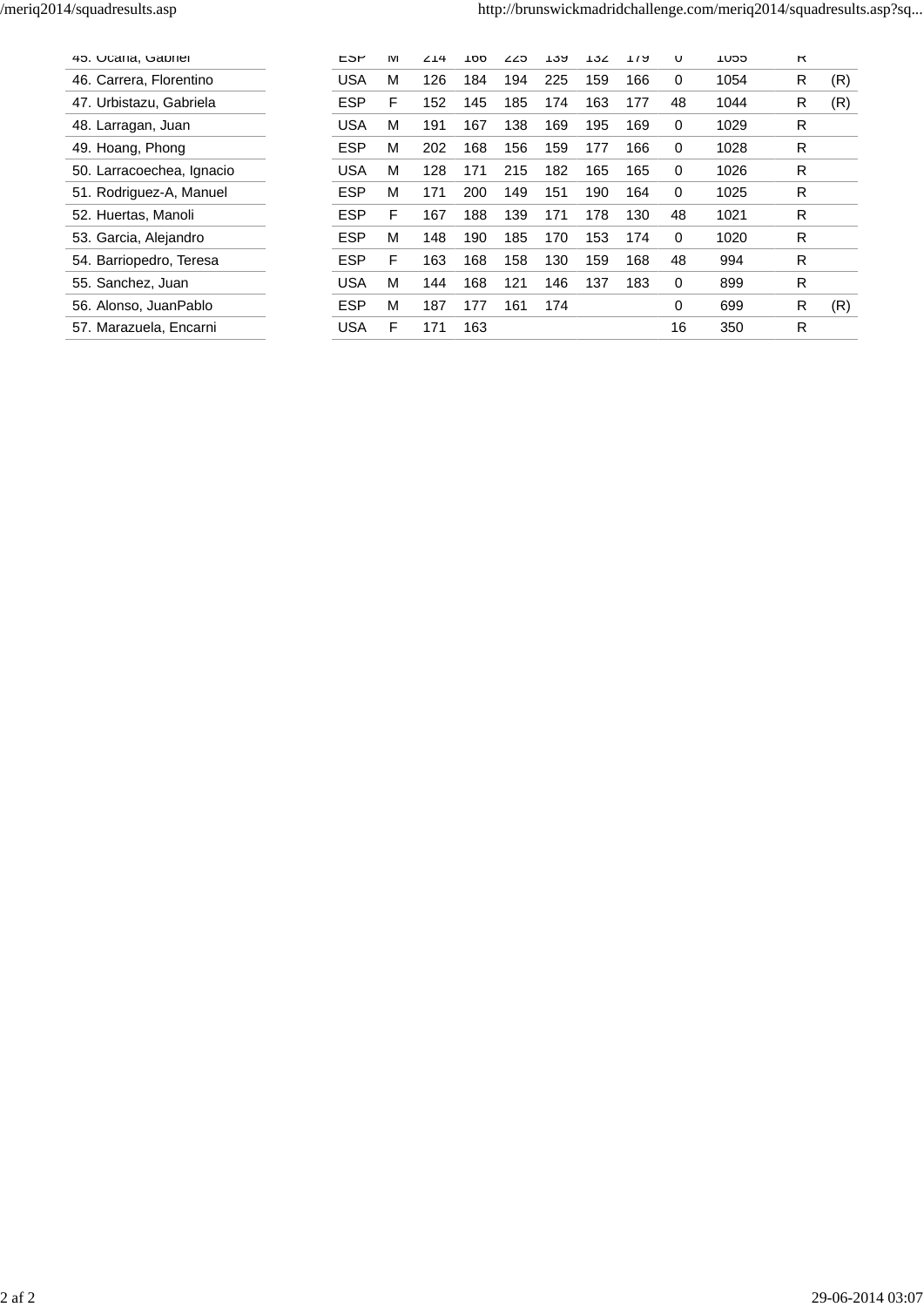| | | | | | | | | | | | | |
|---|---|---|---|---|---|---|---|---|---|---|---|---|
| 45. Ocaña, Gabriel | ESP | M | 214 | 166 | 225 | 139 | 132 | 179 | 0 | 1055 | R | |
| 46. Carrera, Florentino | USA | M | 126 | 184 | 194 | 225 | 159 | 166 | 0 | 1054 | R | (R) |
| 47. Urbistazu, Gabriela | ESP | F | 152 | 145 | 185 | 174 | 163 | 177 | 48 | 1044 | R | (R) |
| 48. Larragan, Juan | USA | M | 191 | 167 | 138 | 169 | 195 | 169 | 0 | 1029 | R | |
| 49. Hoang, Phong | ESP | M | 202 | 168 | 156 | 159 | 177 | 166 | 0 | 1028 | R | |
| 50. Larracoechea, Ignacio | USA | M | 128 | 171 | 215 | 182 | 165 | 165 | 0 | 1026 | R | |
| 51. Rodriguez-A, Manuel | ESP | M | 171 | 200 | 149 | 151 | 190 | 164 | 0 | 1025 | R | |
| 52. Huertas, Manoli | ESP | F | 167 | 188 | 139 | 171 | 178 | 130 | 48 | 1021 | R | |
| 53. Garcia, Alejandro | ESP | M | 148 | 190 | 185 | 170 | 153 | 174 | 0 | 1020 | R | |
| 54. Barriopedro, Teresa | ESP | F | 163 | 168 | 158 | 130 | 159 | 168 | 48 | 994 | R | |
| 55. Sanchez, Juan | USA | M | 144 | 168 | 121 | 146 | 137 | 183 | 0 | 899 | R | |
| 56. Alonso, JuanPablo | ESP | M | 187 | 177 | 161 | 174 | | | 0 | 699 | R | (R) |
| 57. Marazuela, Encarni | USA | F | 171 | 163 | | | | | 16 | 350 | R | |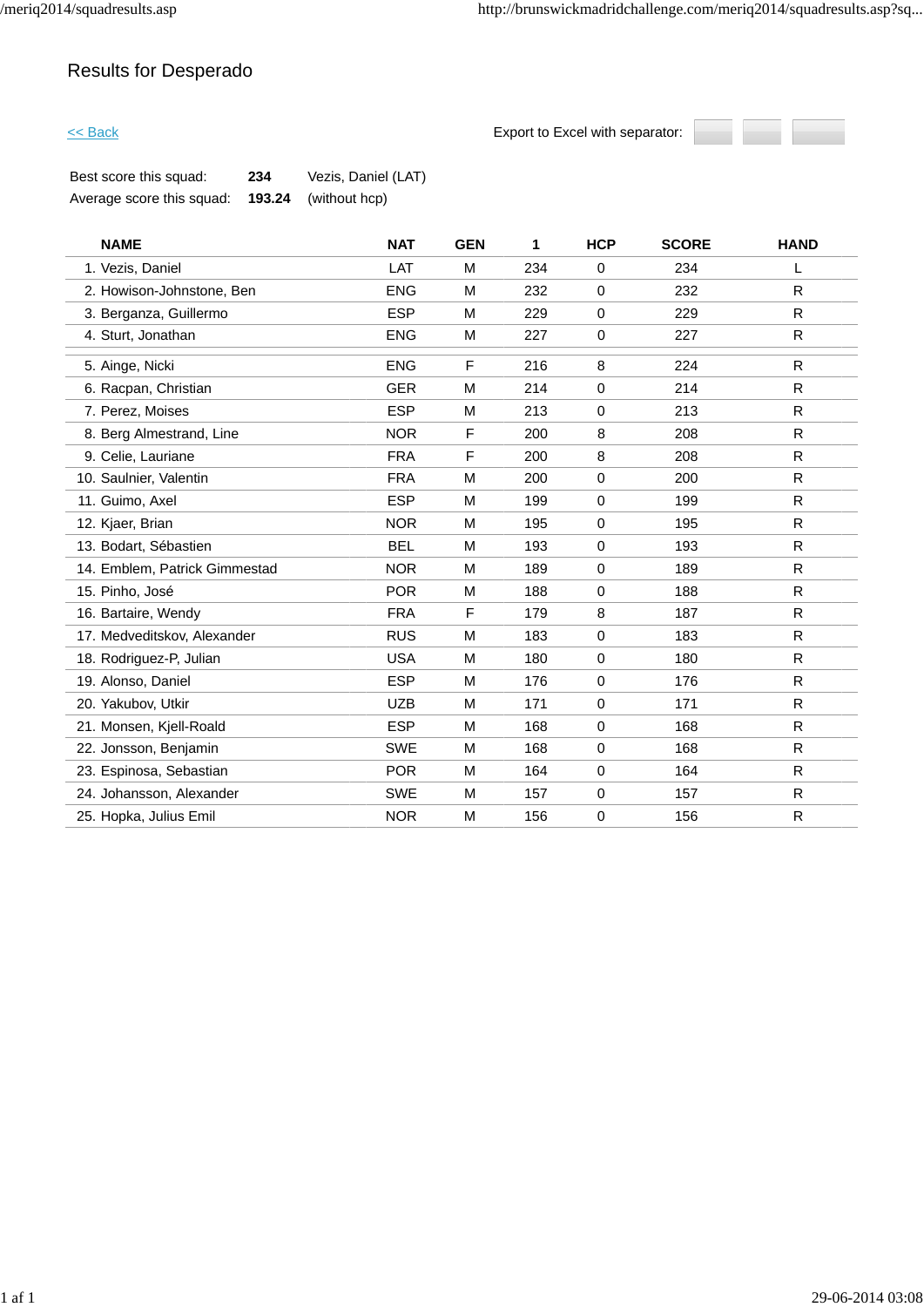# Results for Desperado

<< Back

Export to Excel with separator:

| | | |
|---|---|---|
| Best score this squad: | **234** | Vezis, Daniel (LAT) |
| Average score this squad: | **193.24** | (without hcp) |

| NAME | NAT | GEN | 1 | HCP | SCORE | HAND |
|---|---|---|---|---|---|---|
| 1. Vezis, Daniel | LAT | M | 234 | 0 | 234 | L |
| 2. Howison-Johnstone, Ben | ENG | M | 232 | 0 | 232 | R |
| 3. Berganza, Guillermo | ESP | M | 229 | 0 | 229 | R |
| 4. Sturt, Jonathan | ENG | M | 227 | 0 | 227 | R |
| 5. Ainge, Nicki | ENG | F | 216 | 8 | 224 | R |
| 6. Racpan, Christian | GER | M | 214 | 0 | 214 | R |
| 7. Perez, Moises | ESP | M | 213 | 0 | 213 | R |
| 8. Berg Almestrand, Line | NOR | F | 200 | 8 | 208 | R |
| 9. Celie, Lauriane | FRA | F | 200 | 8 | 208 | R |
| 10. Saulnier, Valentin | FRA | M | 200 | 0 | 200 | R |
| 11. Guimo, Axel | ESP | M | 199 | 0 | 199 | R |
| 12. Kjaer, Brian | NOR | M | 195 | 0 | 195 | R |
| 13. Bodart, Sébastien | BEL | M | 193 | 0 | 193 | R |
| 14. Emblem, Patrick Gimmestad | NOR | M | 189 | 0 | 189 | R |
| 15. Pinho, José | POR | M | 188 | 0 | 188 | R |
| 16. Bartaire, Wendy | FRA | F | 179 | 8 | 187 | R |
| 17. Medveditskov, Alexander | RUS | M | 183 | 0 | 183 | R |
| 18. Rodriguez-P, Julian | USA | M | 180 | 0 | 180 | R |
| 19. Alonso, Daniel | ESP | M | 176 | 0 | 176 | R |
| 20. Yakubov, Utkir | UZB | M | 171 | 0 | 171 | R |
| 21. Monsen, Kjell-Roald | ESP | M | 168 | 0 | 168 | R |
| 22. Jonsson, Benjamin | SWE | M | 168 | 0 | 168 | R |
| 23. Espinosa, Sebastian | POR | M | 164 | 0 | 164 | R |
| 24. Johansson, Alexander | SWE | M | 157 | 0 | 157 | R |
| 25. Hopka, Julius Emil | NOR | M | 156 | 0 | 156 | R |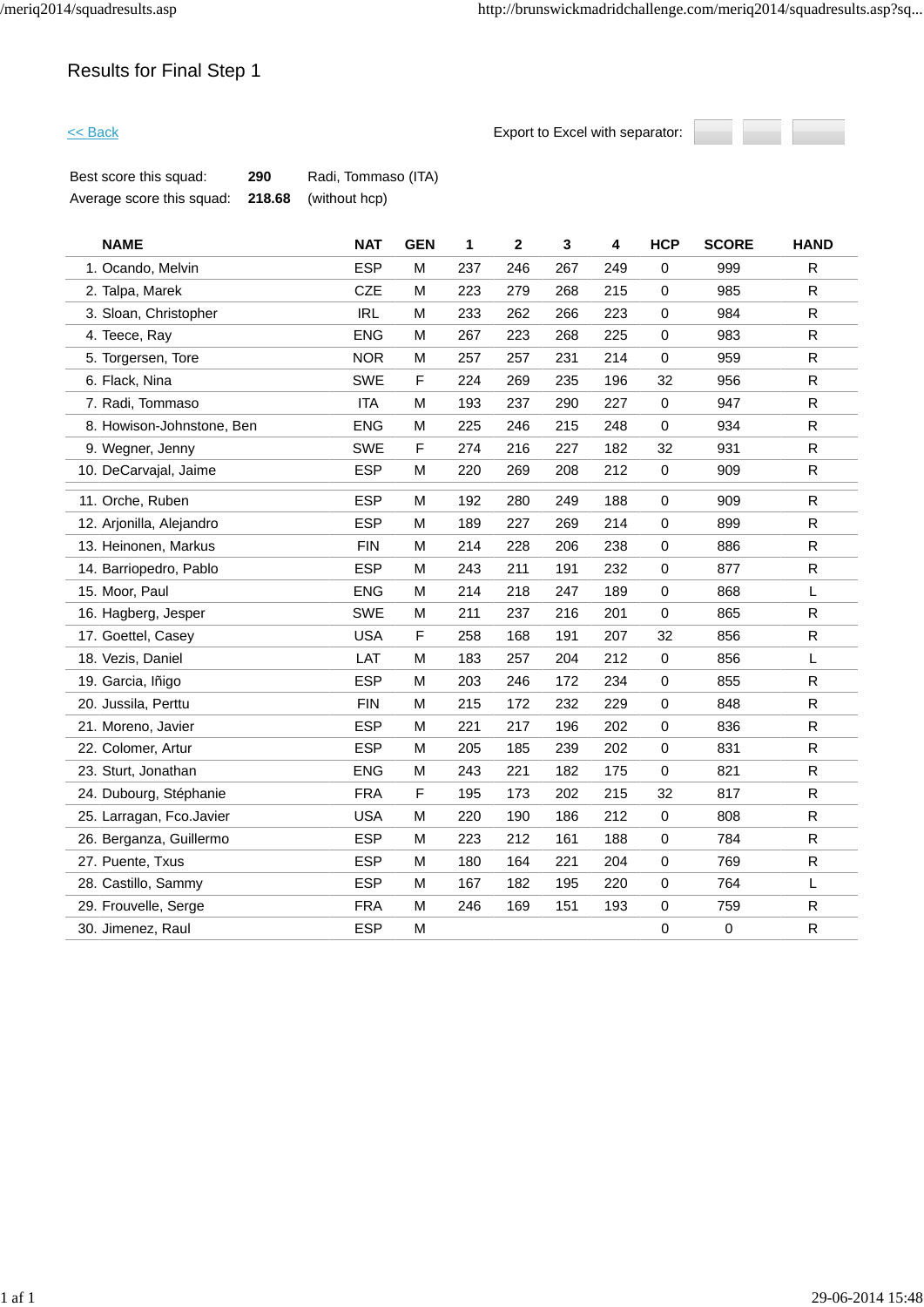# Results for Final Step 1

<< Back

Export to Excel with separator:

| | | |
|---|---|---|
| Best score this squad: | **290** | Radi, Tommaso (ITA) |
| Average score this squad: | **218.68** | (without hcp) |

| NAME | NAT | GEN | 1 | 2 | 3 | 4 | HCP | SCORE | HAND |
|---|---|---|---|---|---|---|---|---|---|
| 1. Ocando, Melvin | ESP | M | 237 | 246 | 267 | 249 | 0 | 999 | R |
| 2. Talpa, Marek | CZE | M | 223 | 279 | 268 | 215 | 0 | 985 | R |
| 3. Sloan, Christopher | IRL | M | 233 | 262 | 266 | 223 | 0 | 984 | R |
| 4. Teece, Ray | ENG | M | 267 | 223 | 268 | 225 | 0 | 983 | R |
| 5. Torgersen, Tore | NOR | M | 257 | 257 | 231 | 214 | 0 | 959 | R |
| 6. Flack, Nina | SWE | F | 224 | 269 | 235 | 196 | 32 | 956 | R |
| 7. Radi, Tommaso | ITA | M | 193 | 237 | 290 | 227 | 0 | 947 | R |
| 8. Howison-Johnstone, Ben | ENG | M | 225 | 246 | 215 | 248 | 0 | 934 | R |
| 9. Wegner, Jenny | SWE | F | 274 | 216 | 227 | 182 | 32 | 931 | R |
| 10. DeCarvajal, Jaime | ESP | M | 220 | 269 | 208 | 212 | 0 | 909 | R |
| 11. Orche, Ruben | ESP | M | 192 | 280 | 249 | 188 | 0 | 909 | R |
| 12. Arjonilla, Alejandro | ESP | M | 189 | 227 | 269 | 214 | 0 | 899 | R |
| 13. Heinonen, Markus | FIN | M | 214 | 228 | 206 | 238 | 0 | 886 | R |
| 14. Barriopedro, Pablo | ESP | M | 243 | 211 | 191 | 232 | 0 | 877 | R |
| 15. Moor, Paul | ENG | M | 214 | 218 | 247 | 189 | 0 | 868 | L |
| 16. Hagberg, Jesper | SWE | M | 211 | 237 | 216 | 201 | 0 | 865 | R |
| 17. Goettel, Casey | USA | F | 258 | 168 | 191 | 207 | 32 | 856 | R |
| 18. Vezis, Daniel | LAT | M | 183 | 257 | 204 | 212 | 0 | 856 | L |
| 19. Garcia, Iñigo | ESP | M | 203 | 246 | 172 | 234 | 0 | 855 | R |
| 20. Jussila, Perttu | FIN | M | 215 | 172 | 232 | 229 | 0 | 848 | R |
| 21. Moreno, Javier | ESP | M | 221 | 217 | 196 | 202 | 0 | 836 | R |
| 22. Colomer, Artur | ESP | M | 205 | 185 | 239 | 202 | 0 | 831 | R |
| 23. Sturt, Jonathan | ENG | M | 243 | 221 | 182 | 175 | 0 | 821 | R |
| 24. Dubourg, Stéphanie | FRA | F | 195 | 173 | 202 | 215 | 32 | 817 | R |
| 25. Larragan, Fco.Javier | USA | M | 220 | 190 | 186 | 212 | 0 | 808 | R |
| 26. Berganza, Guillermo | ESP | M | 223 | 212 | 161 | 188 | 0 | 784 | R |
| 27. Puente, Txus | ESP | M | 180 | 164 | 221 | 204 | 0 | 769 | R |
| 28. Castillo, Sammy | ESP | M | 167 | 182 | 195 | 220 | 0 | 764 | L |
| 29. Frouvelle, Serge | FRA | M | 246 | 169 | 151 | 193 | 0 | 759 | R |
| 30. Jimenez, Raul | ESP | M | | | | | 0 | 0 | R |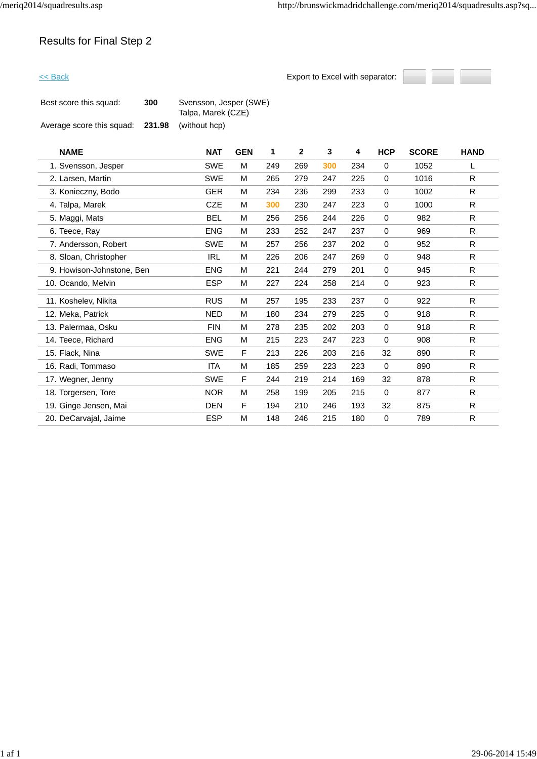# Results for Final Step 2

<< Back

Export to Excel with separator:

Best score this squad: **300** Svensson, Jesper (SWE)
Talpa, Marek (CZE)

Average score this squad: **231.98** (without hcp)

| NAME | NAT | GEN | 1 | 2 | 3 | 4 | HCP | SCORE | HAND |
|---|---|---|---|---|---|---|---|---|---|
| 1. Svensson, Jesper | SWE | M | 249 | 269 | 300 | 234 | 0 | 1052 | L |
| 2. Larsen, Martin | SWE | M | 265 | 279 | 247 | 225 | 0 | 1016 | R |
| 3. Konieczny, Bodo | GER | M | 234 | 236 | 299 | 233 | 0 | 1002 | R |
| 4. Talpa, Marek | CZE | M | 300 | 230 | 247 | 223 | 0 | 1000 | R |
| 5. Maggi, Mats | BEL | M | 256 | 256 | 244 | 226 | 0 | 982 | R |
| 6. Teece, Ray | ENG | M | 233 | 252 | 247 | 237 | 0 | 969 | R |
| 7. Andersson, Robert | SWE | M | 257 | 256 | 237 | 202 | 0 | 952 | R |
| 8. Sloan, Christopher | IRL | M | 226 | 206 | 247 | 269 | 0 | 948 | R |
| 9. Howison-Johnstone, Ben | ENG | M | 221 | 244 | 279 | 201 | 0 | 945 | R |
| 10. Ocando, Melvin | ESP | M | 227 | 224 | 258 | 214 | 0 | 923 | R |
| 11. Koshelev, Nikita | RUS | M | 257 | 195 | 233 | 237 | 0 | 922 | R |
| 12. Meka, Patrick | NED | M | 180 | 234 | 279 | 225 | 0 | 918 | R |
| 13. Palermaa, Osku | FIN | M | 278 | 235 | 202 | 203 | 0 | 918 | R |
| 14. Teece, Richard | ENG | M | 215 | 223 | 247 | 223 | 0 | 908 | R |
| 15. Flack, Nina | SWE | F | 213 | 226 | 203 | 216 | 32 | 890 | R |
| 16. Radi, Tommaso | ITA | M | 185 | 259 | 223 | 223 | 0 | 890 | R |
| 17. Wegner, Jenny | SWE | F | 244 | 219 | 214 | 169 | 32 | 878 | R |
| 18. Torgersen, Tore | NOR | M | 258 | 199 | 205 | 215 | 0 | 877 | R |
| 19. Ginge Jensen, Mai | DEN | F | 194 | 210 | 246 | 193 | 32 | 875 | R |
| 20. DeCarvajal, Jaime | ESP | M | 148 | 246 | 215 | 180 | 0 | 789 | R |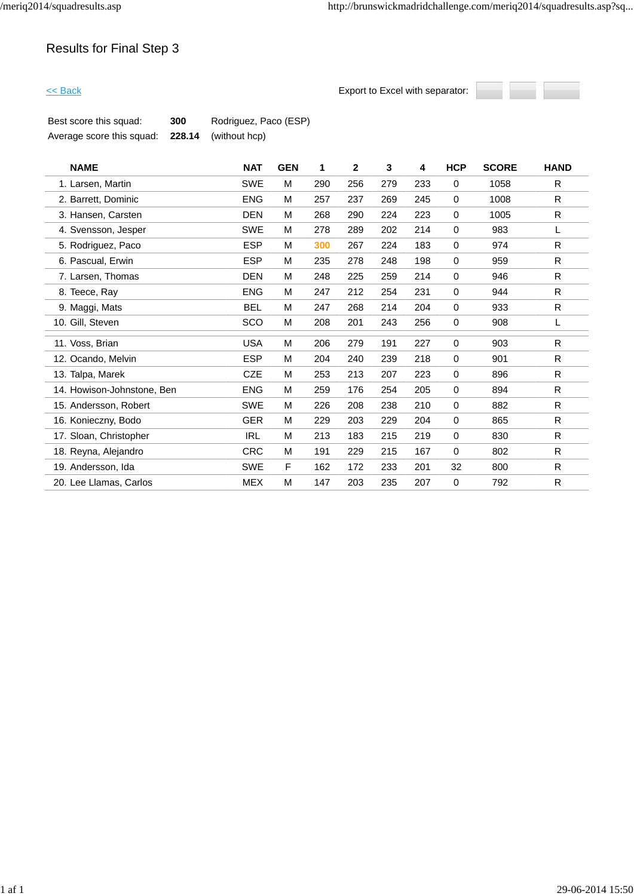# Results for Final Step 3

<< Back

Export to Excel with separator:

| | | |
|---|---|---|
| Best score this squad: | **300** | Rodriguez, Paco (ESP) |
| Average score this squad: | **228.14** | (without hcp) |

| NAME | NAT | GEN | 1 | 2 | 3 | 4 | HCP | SCORE | HAND |
|---|---|---|---|---|---|---|---|---|---|
| 1. Larsen, Martin | SWE | M | 290 | 256 | 279 | 233 | 0 | 1058 | R |
| 2. Barrett, Dominic | ENG | M | 257 | 237 | 269 | 245 | 0 | 1008 | R |
| 3. Hansen, Carsten | DEN | M | 268 | 290 | 224 | 223 | 0 | 1005 | R |
| 4. Svensson, Jesper | SWE | M | 278 | 289 | 202 | 214 | 0 | 983 | L |
| 5. Rodriguez, Paco | ESP | M | 300 | 267 | 224 | 183 | 0 | 974 | R |
| 6. Pascual, Erwin | ESP | M | 235 | 278 | 248 | 198 | 0 | 959 | R |
| 7. Larsen, Thomas | DEN | M | 248 | 225 | 259 | 214 | 0 | 946 | R |
| 8. Teece, Ray | ENG | M | 247 | 212 | 254 | 231 | 0 | 944 | R |
| 9. Maggi, Mats | BEL | M | 247 | 268 | 214 | 204 | 0 | 933 | R |
| 10. Gill, Steven | SCO | M | 208 | 201 | 243 | 256 | 0 | 908 | L |
| 11. Voss, Brian | USA | M | 206 | 279 | 191 | 227 | 0 | 903 | R |
| 12. Ocando, Melvin | ESP | M | 204 | 240 | 239 | 218 | 0 | 901 | R |
| 13. Talpa, Marek | CZE | M | 253 | 213 | 207 | 223 | 0 | 896 | R |
| 14. Howison-Johnstone, Ben | ENG | M | 259 | 176 | 254 | 205 | 0 | 894 | R |
| 15. Andersson, Robert | SWE | M | 226 | 208 | 238 | 210 | 0 | 882 | R |
| 16. Konieczny, Bodo | GER | M | 229 | 203 | 229 | 204 | 0 | 865 | R |
| 17. Sloan, Christopher | IRL | M | 213 | 183 | 215 | 219 | 0 | 830 | R |
| 18. Reyna, Alejandro | CRC | M | 191 | 229 | 215 | 167 | 0 | 802 | R |
| 19. Andersson, Ida | SWE | F | 162 | 172 | 233 | 201 | 32 | 800 | R |
| 20. Lee Llamas, Carlos | MEX | M | 147 | 203 | 235 | 207 | 0 | 792 | R |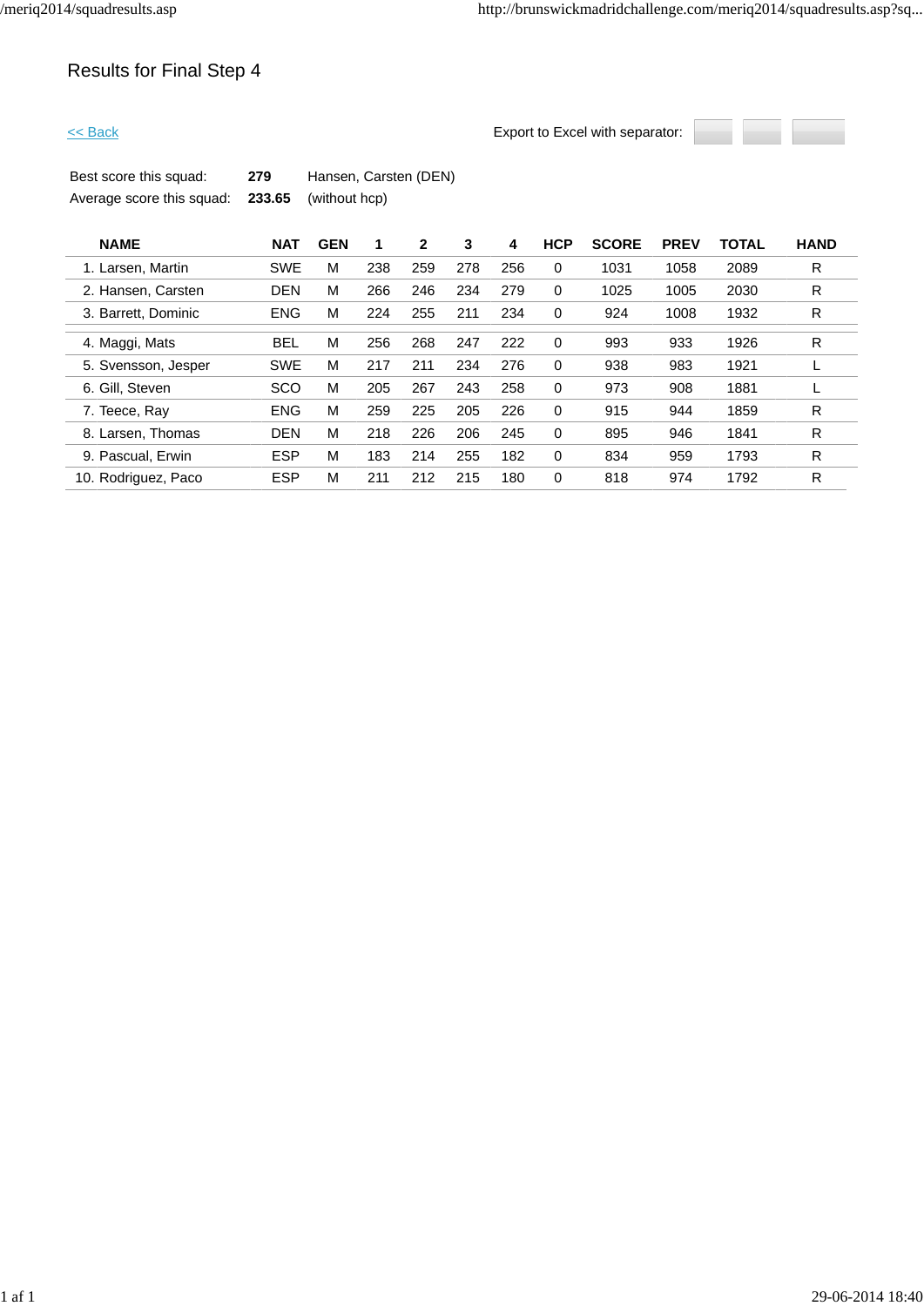# Results for Final Step 4

<< Back

Export to Excel with separator:

Best score this squad: **279** Hansen, Carsten (DEN)
Average score this squad: **233.65** (without hcp)

| NAME | NAT | GEN | 1 | 2 | 3 | 4 | HCP | SCORE | PREV | TOTAL | HAND |
|---|---|---|---|---|---|---|---|---|---|---|---|
| 1. Larsen, Martin | SWE | M | 238 | 259 | 278 | 256 | 0 | 1031 | 1058 | 2089 | R |
| 2. Hansen, Carsten | DEN | M | 266 | 246 | 234 | 279 | 0 | 1025 | 1005 | 2030 | R |
| 3. Barrett, Dominic | ENG | M | 224 | 255 | 211 | 234 | 0 | 924 | 1008 | 1932 | R |
| 4. Maggi, Mats | BEL | M | 256 | 268 | 247 | 222 | 0 | 993 | 933 | 1926 | R |
| 5. Svensson, Jesper | SWE | M | 217 | 211 | 234 | 276 | 0 | 938 | 983 | 1921 | L |
| 6. Gill, Steven | SCO | M | 205 | 267 | 243 | 258 | 0 | 973 | 908 | 1881 | L |
| 7. Teece, Ray | ENG | M | 259 | 225 | 205 | 226 | 0 | 915 | 944 | 1859 | R |
| 8. Larsen, Thomas | DEN | M | 218 | 226 | 206 | 245 | 0 | 895 | 946 | 1841 | R |
| 9. Pascual, Erwin | ESP | M | 183 | 214 | 255 | 182 | 0 | 834 | 959 | 1793 | R |
| 10. Rodriguez, Paco | ESP | M | 211 | 212 | 215 | 180 | 0 | 818 | 974 | 1792 | R |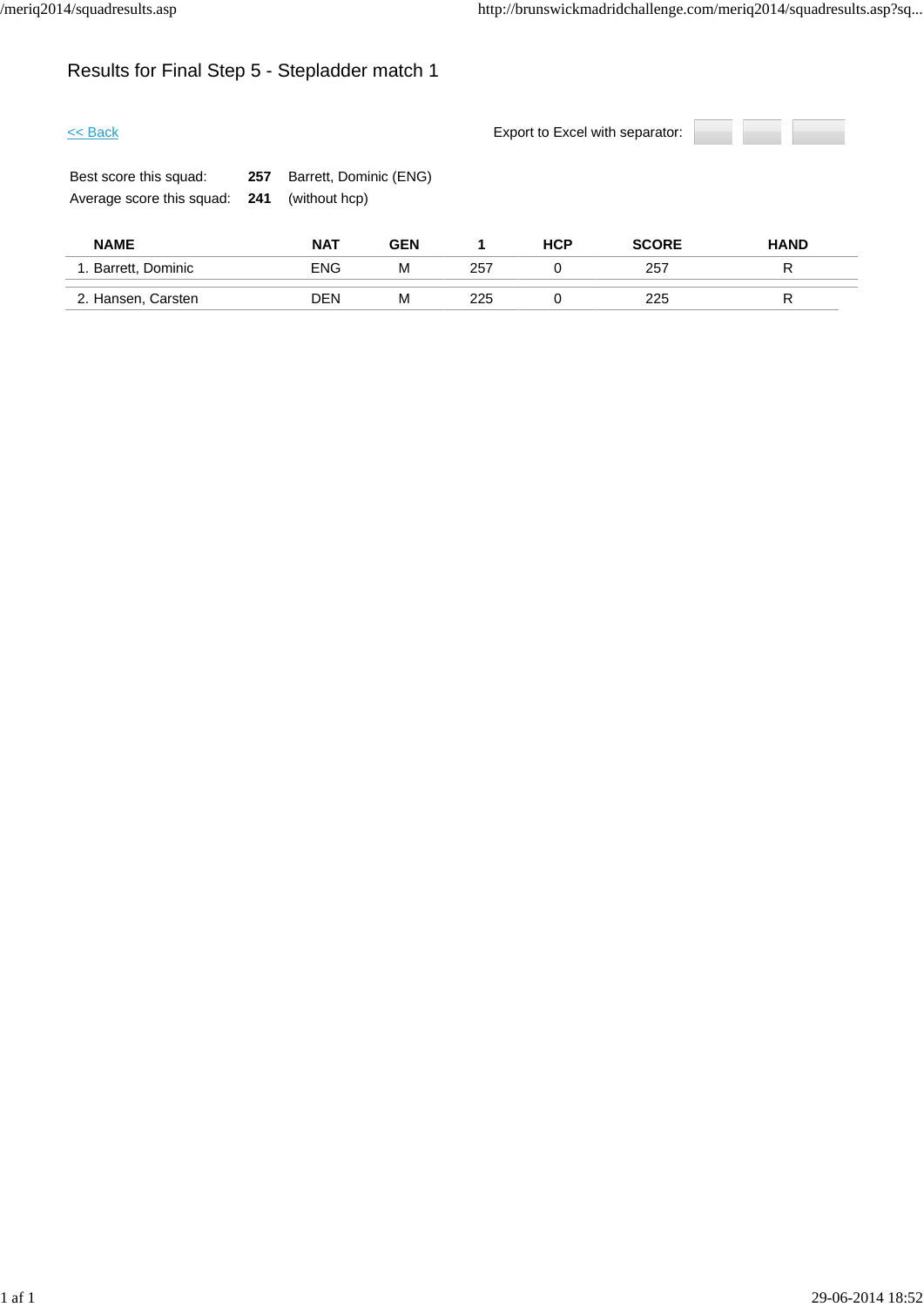# Results for Final Step 5 - Stepladder match 1

<< Back

Export to Excel with separator:

Best score this squad: **257** Barrett, Dominic (ENG)
Average score this squad: **241** (without hcp)

| NAME | NAT | GEN | 1 | HCP | SCORE | HAND |
|---|---|---|---|---|---|---|
| 1. Barrett, Dominic | ENG | M | 257 | 0 | 257 | R |
| 2. Hansen, Carsten | DEN | M | 225 | 0 | 225 | R |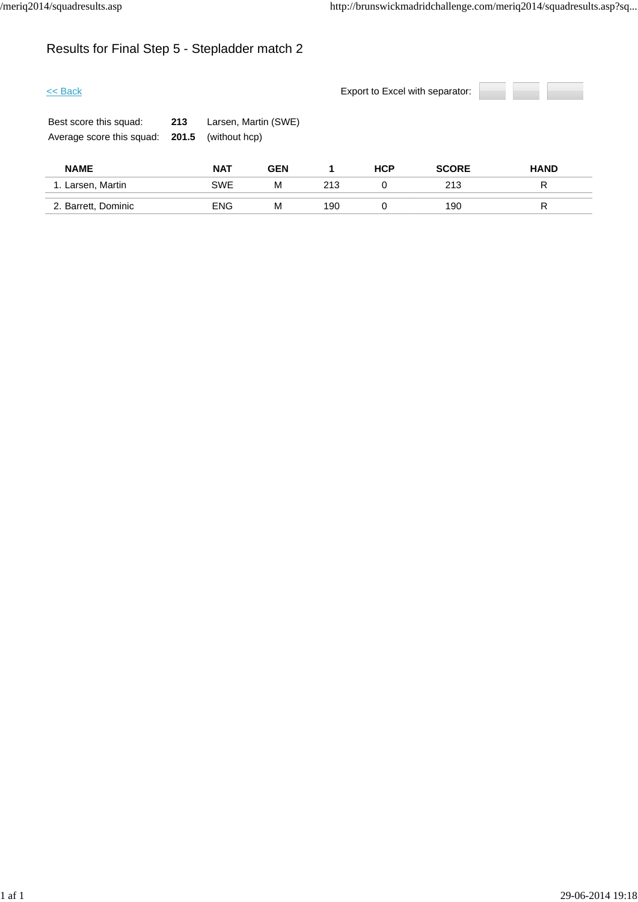# Results for Final Step 5 - Stepladder match 2

<< Back

Export to Excel with separator:

| | | |
|---|---|---|
| Best score this squad: | **213** | Larsen, Martin (SWE) |
| Average score this squad: | **201.5** | (without hcp) |

| NAME | NAT | GEN | 1 | HCP | SCORE | HAND |
|---|---|---|---|---|---|---|
| 1. Larsen, Martin | SWE | M | 213 | 0 | 213 | R |
| 2. Barrett, Dominic | ENG | M | 190 | 0 | 190 | R |